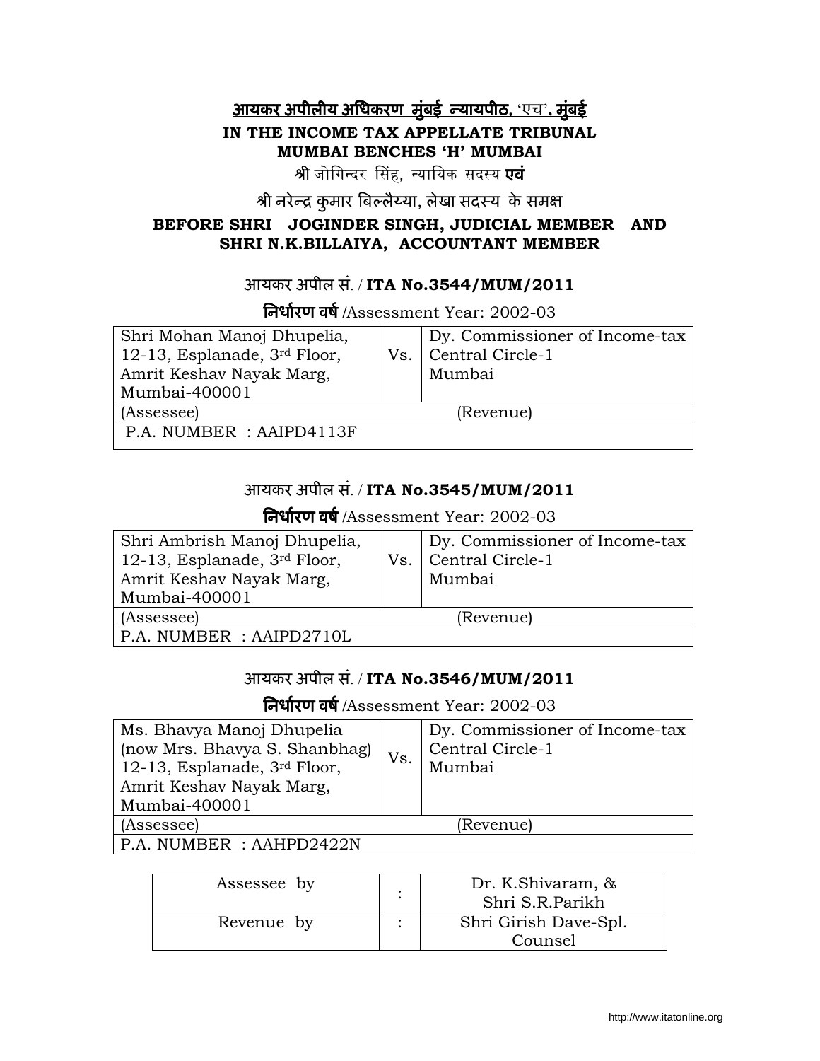**आयकर अपीलीय अधिकरण मुंबई न्यायपीठ, 'एच', मुंबई**

**IN THE INCOME TAX APPELLATE TRIBUNAL**
**MUMBAI BENCHES 'H' MUMBAI**

श्री जोगिन्दर सिंह, न्यायिक सदस्य **एवं**

श्री नरेन्द्र कुमार बिल्लैय्या, लेखा सदस्य के समक्ष

**BEFORE SHRI JOGINDER SINGH, JUDICIAL MEMBER AND SHRI N.K.BILLAIYA, ACCOUNTANT MEMBER**

आयकर अपील सं. / **ITA No.3544/MUM/2011**

**निर्धारण वर्ष** /Assessment Year: 2002-03

| Shri Mohan Manoj Dhupelia, 12-13, Esplanade, 3rd Floor, Amrit Keshav Nayak Marg, Mumbai-400001 | Vs. | Dy. Commissioner of Income-tax Central Circle-1 Mumbai |
|---|---|---|
| (Assessee) | | (Revenue) |
| P.A. NUMBER : AAIPD4113F | | |

आयकर अपील सं. / **ITA No.3545/MUM/2011**

**निर्धारण वर्ष** /Assessment Year: 2002-03

| Shri Ambrish Manoj Dhupelia, 12-13, Esplanade, 3rd Floor, Amrit Keshav Nayak Marg, Mumbai-400001 | Vs. | Dy. Commissioner of Income-tax Central Circle-1 Mumbai |
|---|---|---|
| (Assessee) | | (Revenue) |
| P.A. NUMBER : AAIPD2710L | | |

आयकर अपील सं. / **ITA No.3546/MUM/2011**

**निर्धारण वर्ष** /Assessment Year: 2002-03

| Ms. Bhavya Manoj Dhupelia (now Mrs. Bhavya S. Shanbhag) 12-13, Esplanade, 3rd Floor, Amrit Keshav Nayak Marg, Mumbai-400001 | Vs. | Dy. Commissioner of Income-tax Central Circle-1 Mumbai |
|---|---|---|
| (Assessee) | | (Revenue) |
| P.A. NUMBER : AAHPD2422N | | |

| Assessee by | : | Dr. K.Shivaram, & Shri S.R.Parikh |
|---|---|---|
| Revenue by | : | Shri Girish Dave-Spl. Counsel |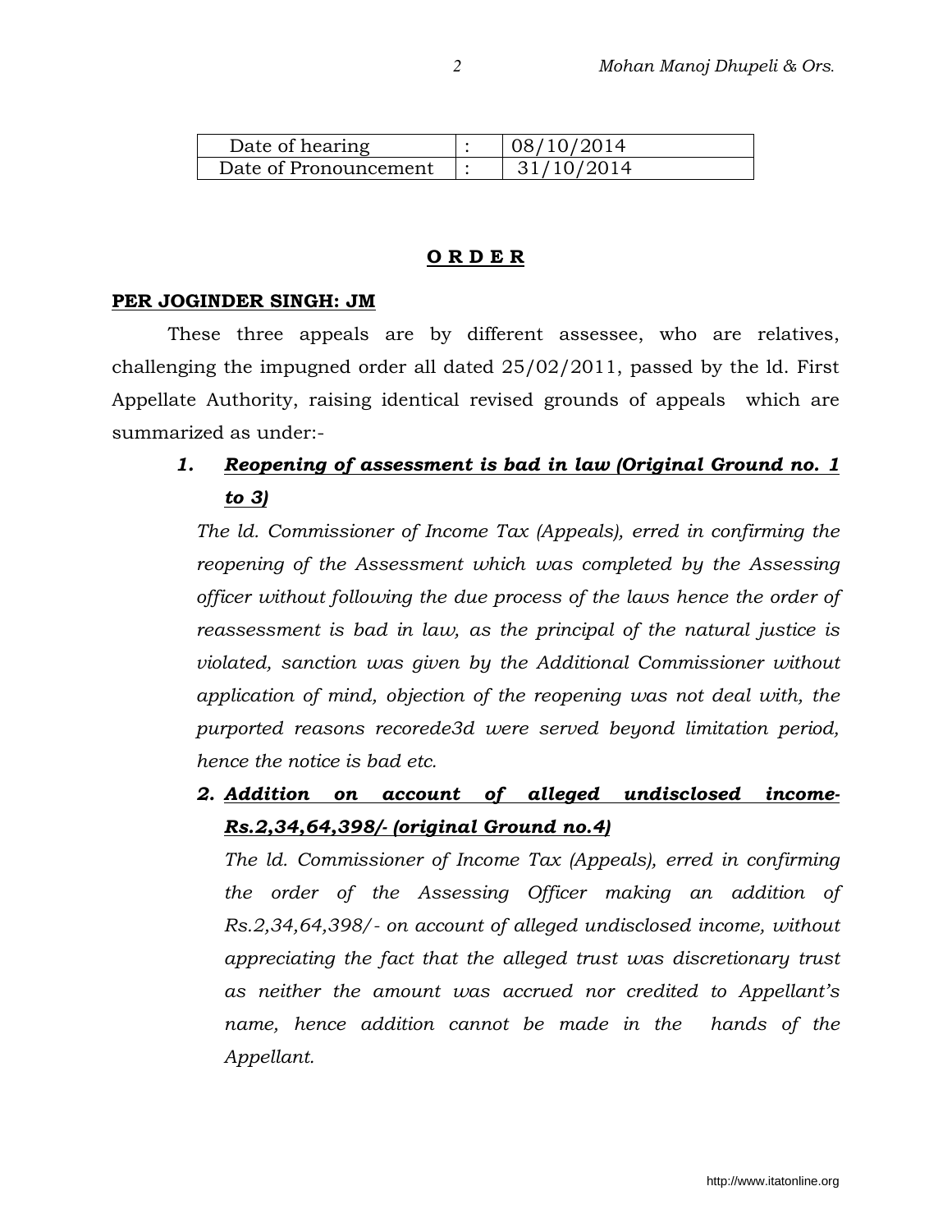| Date of hearing | : | 08/10/2014 |
| --- | --- | --- |
| Date of Pronouncement | : | 31/10/2014 |

**O R D E R**

**PER JOGINDER SINGH: JM**

These three appeals are by different assessee, who are relatives, challenging the impugned order all dated 25/02/2011, passed by the ld. First Appellate Authority, raising identical revised grounds of appeals which are summarized as under:-

1. ***Reopening of assessment is bad in law (Original Ground no. 1 to 3)***

   *The ld. Commissioner of Income Tax (Appeals), erred in confirming the reopening of the Assessment which was completed by the Assessing officer without following the due process of the laws hence the order of reassessment is bad in law, as the principal of the natural justice is violated, sanction was given by the Additional Commissioner without application of mind, objection of the reopening was not deal with, the purported reasons recorede3d were served beyond limitation period, hence the notice is bad etc.*

2. ***Addition on account of alleged undisclosed income- Rs.2,34,64,398/- (original Ground no.4)***

   *The ld. Commissioner of Income Tax (Appeals), erred in confirming the order of the Assessing Officer making an addition of Rs.2,34,64,398/- on account of alleged undisclosed income, without appreciating the fact that the alleged trust was discretionary trust as neither the amount was accrued nor credited to Appellant's name, hence addition cannot be made in the hands of the Appellant.*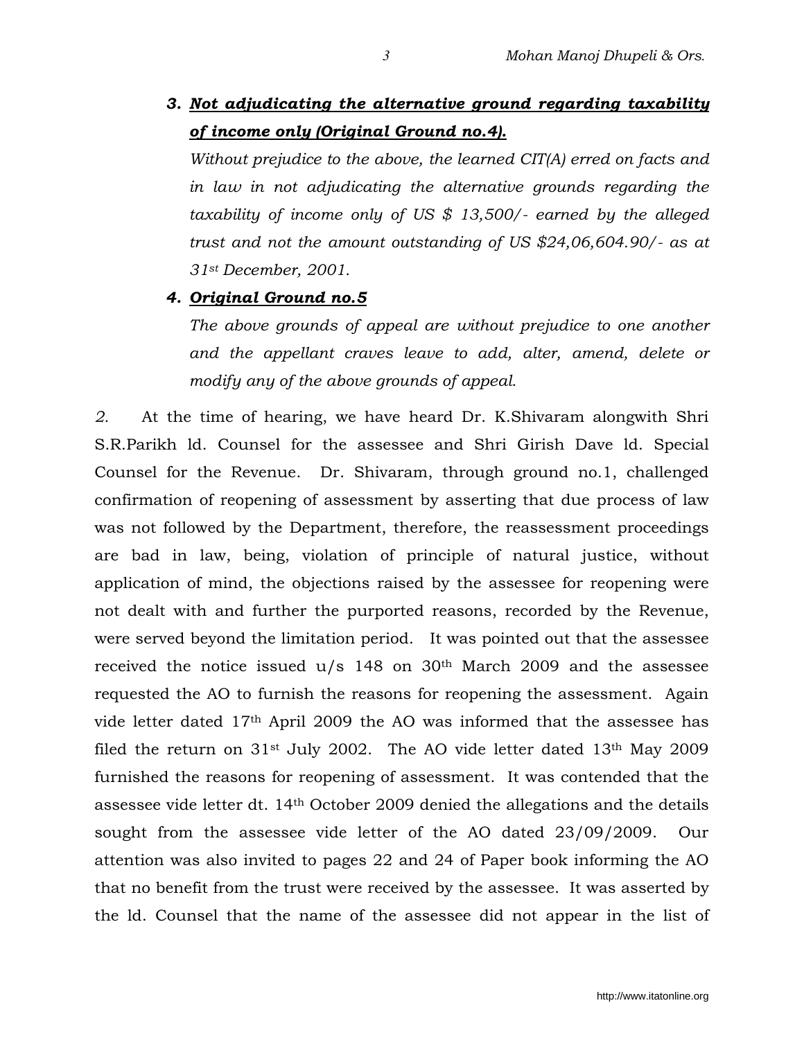3. ***Not adjudicating the alternative ground regarding taxability of income only (Original Ground no.4).***

   *Without prejudice to the above, the learned CIT(A) erred on facts and in law in not adjudicating the alternative grounds regarding the taxability of income only of US $ 13,500/- earned by the alleged trust and not the amount outstanding of US $24,06,604.90/- as at 31st December, 2001.*

4. ***Original Ground no.5***

   *The above grounds of appeal are without prejudice to one another and the appellant craves leave to add, alter, amend, delete or modify any of the above grounds of appeal.*

*2.* At the time of hearing, we have heard Dr. K.Shivaram alongwith Shri S.R.Parikh ld. Counsel for the assessee and Shri Girish Dave ld. Special Counsel for the Revenue. Dr. Shivaram, through ground no.1, challenged confirmation of reopening of assessment by asserting that due process of law was not followed by the Department, therefore, the reassessment proceedings are bad in law, being, violation of principle of natural justice, without application of mind, the objections raised by the assessee for reopening were not dealt with and further the purported reasons, recorded by the Revenue, were served beyond the limitation period. It was pointed out that the assessee received the notice issued u/s 148 on 30th March 2009 and the assessee requested the AO to furnish the reasons for reopening the assessment. Again vide letter dated 17th April 2009 the AO was informed that the assessee has filed the return on 31st July 2002. The AO vide letter dated 13th May 2009 furnished the reasons for reopening of assessment. It was contended that the assessee vide letter dt. 14th October 2009 denied the allegations and the details sought from the assessee vide letter of the AO dated 23/09/2009. Our attention was also invited to pages 22 and 24 of Paper book informing the AO that no benefit from the trust were received by the assessee. It was asserted by the ld. Counsel that the name of the assessee did not appear in the list of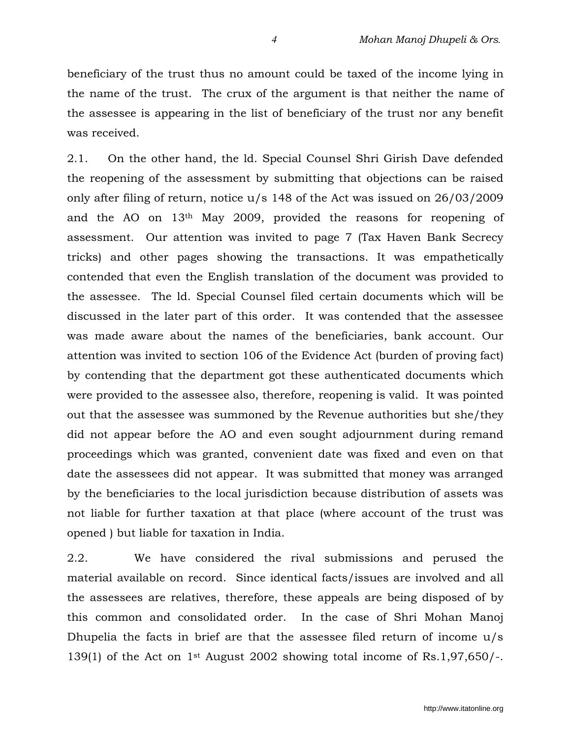beneficiary of the trust thus no amount could be taxed of the income lying in the name of the trust. The crux of the argument is that neither the name of the assessee is appearing in the list of beneficiary of the trust nor any benefit was received.

2.1. On the other hand, the ld. Special Counsel Shri Girish Dave defended the reopening of the assessment by submitting that objections can be raised only after filing of return, notice u/s 148 of the Act was issued on 26/03/2009 and the AO on 13th May 2009, provided the reasons for reopening of assessment. Our attention was invited to page 7 (Tax Haven Bank Secrecy tricks) and other pages showing the transactions. It was empathetically contended that even the English translation of the document was provided to the assessee. The ld. Special Counsel filed certain documents which will be discussed in the later part of this order. It was contended that the assessee was made aware about the names of the beneficiaries, bank account. Our attention was invited to section 106 of the Evidence Act (burden of proving fact) by contending that the department got these authenticated documents which were provided to the assessee also, therefore, reopening is valid. It was pointed out that the assessee was summoned by the Revenue authorities but she/they did not appear before the AO and even sought adjournment during remand proceedings which was granted, convenient date was fixed and even on that date the assessees did not appear. It was submitted that money was arranged by the beneficiaries to the local jurisdiction because distribution of assets was not liable for further taxation at that place (where account of the trust was opened ) but liable for taxation in India.

2.2. We have considered the rival submissions and perused the material available on record. Since identical facts/issues are involved and all the assessees are relatives, therefore, these appeals are being disposed of by this common and consolidated order. In the case of Shri Mohan Manoj Dhupelia the facts in brief are that the assessee filed return of income u/s 139(1) of the Act on 1st August 2002 showing total income of Rs.1,97,650/-.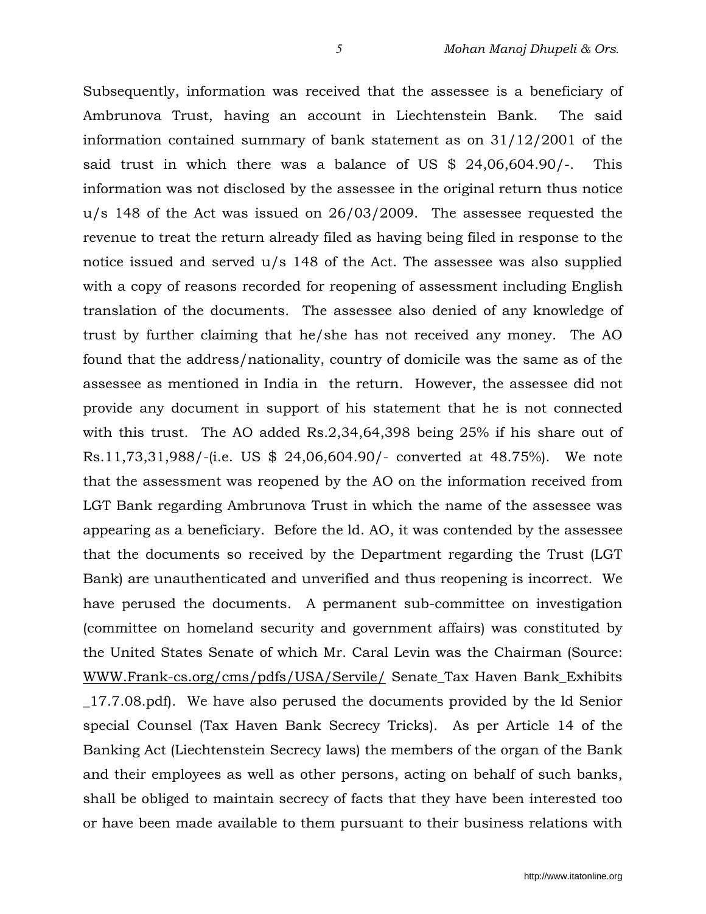Subsequently, information was received that the assessee is a beneficiary of Ambrunova Trust, having an account in Liechtenstein Bank. The said information contained summary of bank statement as on 31/12/2001 of the said trust in which there was a balance of US $ 24,06,604.90/-. This information was not disclosed by the assessee in the original return thus notice u/s 148 of the Act was issued on 26/03/2009. The assessee requested the revenue to treat the return already filed as having being filed in response to the notice issued and served u/s 148 of the Act. The assessee was also supplied with a copy of reasons recorded for reopening of assessment including English translation of the documents. The assessee also denied of any knowledge of trust by further claiming that he/she has not received any money. The AO found that the address/nationality, country of domicile was the same as of the assessee as mentioned in India in the return. However, the assessee did not provide any document in support of his statement that he is not connected with this trust. The AO added Rs.2,34,64,398 being 25% if his share out of Rs.11,73,31,988/-(i.e. US $ 24,06,604.90/- converted at 48.75%). We note that the assessment was reopened by the AO on the information received from LGT Bank regarding Ambrunova Trust in which the name of the assessee was appearing as a beneficiary. Before the ld. AO, it was contended by the assessee that the documents so received by the Department regarding the Trust (LGT Bank) are unauthenticated and unverified and thus reopening is incorrect. We have perused the documents. A permanent sub-committee on investigation (committee on homeland security and government affairs) was constituted by the United States Senate of which Mr. Caral Levin was the Chairman (Source: WWW.Frank-cs.org/cms/pdfs/USA/Servile/ Senate_Tax Haven Bank_Exhibits _17.7.08.pdf). We have also perused the documents provided by the ld Senior special Counsel (Tax Haven Bank Secrecy Tricks). As per Article 14 of the Banking Act (Liechtenstein Secrecy laws) the members of the organ of the Bank and their employees as well as other persons, acting on behalf of such banks, shall be obliged to maintain secrecy of facts that they have been interested too or have been made available to them pursuant to their business relations with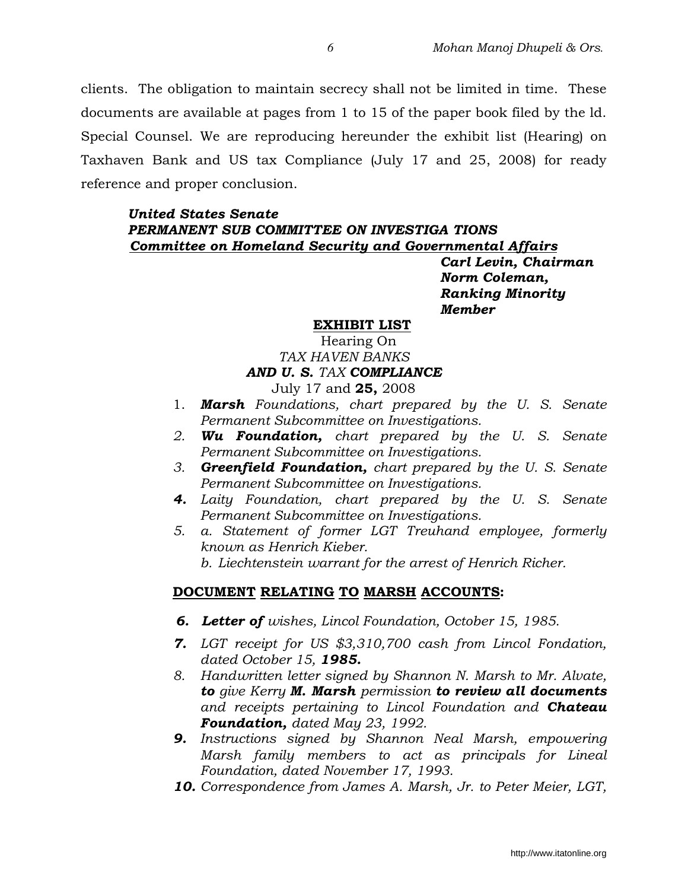clients. The obligation to maintain secrecy shall not be limited in time. These documents are available at pages from 1 to 15 of the paper book filed by the ld. Special Counsel. We are reproducing hereunder the exhibit list (Hearing) on Taxhaven Bank and US tax Compliance (July 17 and 25, 2008) for ready reference and proper conclusion.

***United States Senate***
***PERMANENT SUB COMMITTEE ON INVESTIGA TIONS***
***Committee on Homeland Security and Governmental Affairs***

***Carl Levin, Chairman***
***Norm Coleman,***
***Ranking Minority Member***

**EXHIBIT LIST**

Hearing On
*TAX HAVEN BANKS*
***AND U. S.*** *TAX* ***COMPLIANCE***
July 17 and **25,** 2008

1. ***Marsh*** *Foundations, chart prepared by the U. S. Senate Permanent Subcommittee on Investigations.*
2. ***Wu Foundation,*** *chart prepared by the U. S. Senate Permanent Subcommittee on Investigations.*
3. ***Greenfield Foundation,*** *chart prepared by the U. S. Senate Permanent Subcommittee on Investigations.*
4. *Laity Foundation, chart prepared by the U. S. Senate Permanent Subcommittee on Investigations.*
5. *a. Statement of former LGT Treuhand employee, formerly known as Henrich Kieber.*
   *b. Liechtenstein warrant for the arrest of Henrich Richer.*

**DOCUMENT RELATING TO MARSH ACCOUNTS:**

6. ***Letter of*** *wishes, Lincol Foundation, October 15, 1985.*
7. *LGT receipt for US $3,310,700 cash from Lincol Fondation, dated October 15,* ***1985.***
8. *Handwritten letter signed by Shannon N. Marsh to Mr. Alvate,* ***to*** *give Kerry* ***M. Marsh*** *permission* ***to review all documents*** *and receipts pertaining to Lincol Foundation and* ***Chateau Foundation,*** *dated May 23, 1992.*
9. *Instructions signed by Shannon Neal Marsh, empowering Marsh family members to act as principals for Lineal Foundation, dated November 17, 1993.*
10. *Correspondence from James A. Marsh, Jr. to Peter Meier, LGT,*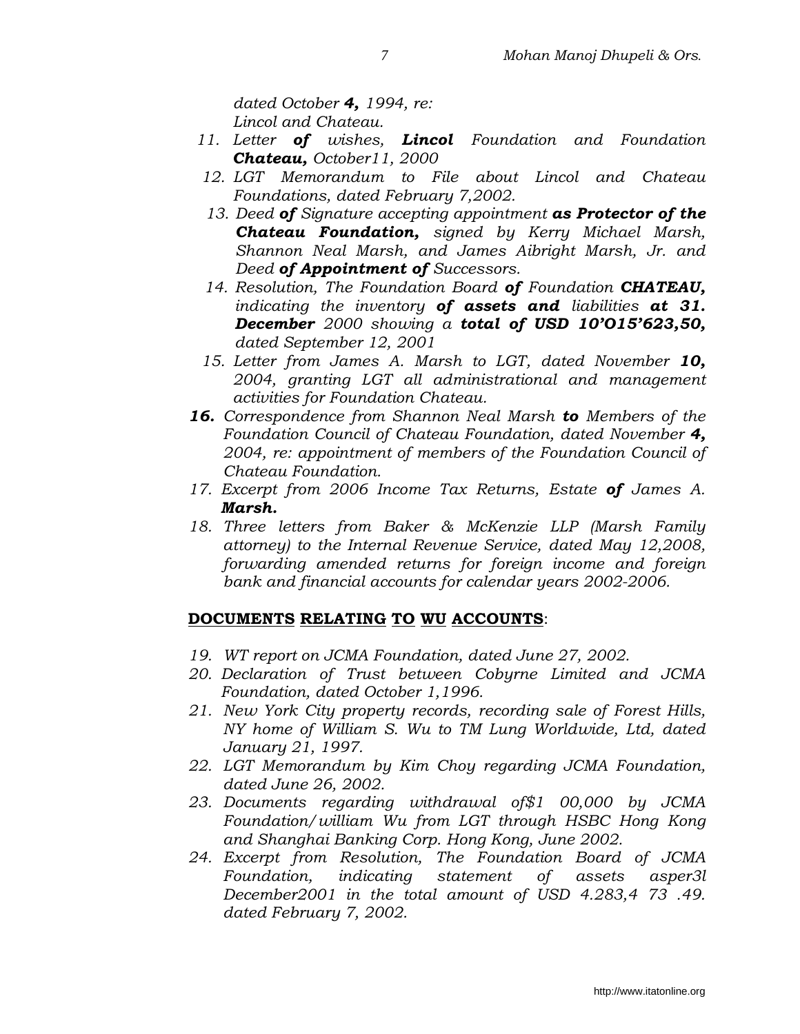*dated October **4,** 1994, re: Lincol and Chateau.*

11. *Letter **of** wishes, **Lincol** Foundation and Foundation **Chateau,** October11, 2000*
12. *LGT Memorandum to File about Lincol and Chateau Foundations, dated February 7,2002.*
13. *Deed **of** Signature accepting appointment **as Protector of the Chateau Foundation,** signed by Kerry Michael Marsh, Shannon Neal Marsh, and James Aibright Marsh, Jr. and Deed **of Appointment of** Successors.*
14. *Resolution, The Foundation Board **of** Foundation **CHATEAU,** indicating the inventory **of assets and** liabilities **at 31. December** 2000 showing a **total of USD 10'O15'623,50,** dated September 12, 2001*
15. *Letter from James A. Marsh to LGT, dated November **10,** 2004, granting LGT all administrational and management activities for Foundation Chateau.*
16. *Correspondence from Shannon Neal Marsh **to** Members of the Foundation Council of Chateau Foundation, dated November **4,** 2004, re: appointment of members of the Foundation Council of Chateau Foundation.*
17. *Excerpt from 2006 Income Tax Returns, Estate **of** James A. **Marsh.***
18. *Three letters from Baker & McKenzie LLP (Marsh Family attorney) to the Internal Revenue Service, dated May 12,2008, forwarding amended returns for foreign income and foreign bank and financial accounts for calendar years 2002-2006.*

**DOCUMENTS RELATING TO WU ACCOUNTS**:

19. *WT report on JCMA Foundation, dated June 27, 2002.*
20. *Declaration of Trust between Cobyrne Limited and JCMA Foundation, dated October 1,1996.*
21. *New York City property records, recording sale of Forest Hills, NY home of William S. Wu to TM Lung Worldwide, Ltd, dated January 21, 1997.*
22. *LGT Memorandum by Kim Choy regarding JCMA Foundation, dated June 26, 2002.*
23. *Documents regarding withdrawal of$1 00,000 by JCMA Foundation/william Wu from LGT through HSBC Hong Kong and Shanghai Banking Corp. Hong Kong, June 2002.*
24. *Excerpt from Resolution, The Foundation Board of JCMA Foundation, indicating statement of assets asper3l December2001 in the total amount of USD 4.283,4 73 .49. dated February 7, 2002.*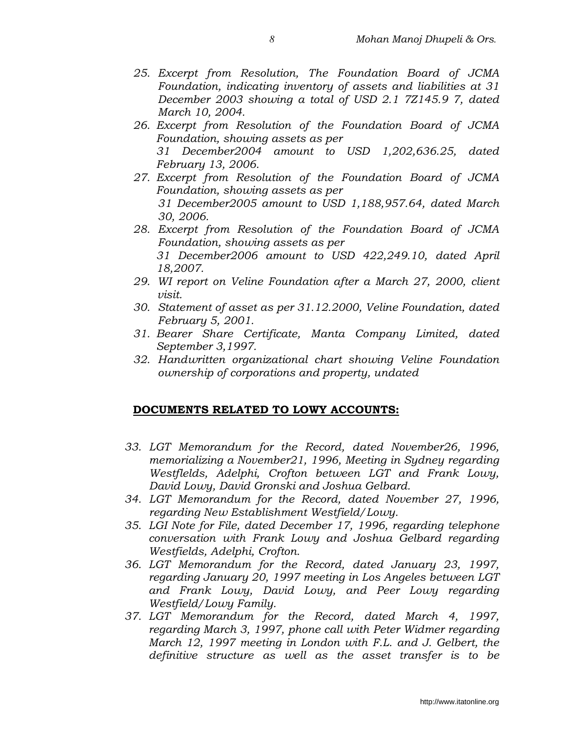25. *Excerpt from Resolution, The Foundation Board of JCMA Foundation, indicating inventory of assets and liabilities at 31 December 2003 showing a total of USD 2.1 7Z145.9 7, dated March 10, 2004.*
26. *Excerpt from Resolution of the Foundation Board of JCMA Foundation, showing assets as per 31 December2004 amount to USD 1,202,636.25, dated February 13, 2006.*
27. *Excerpt from Resolution of the Foundation Board of JCMA Foundation, showing assets as per 31 December2005 amount to USD 1,188,957.64, dated March 30, 2006.*
28. *Excerpt from Resolution of the Foundation Board of JCMA Foundation, showing assets as per 31 December2006 amount to USD 422,249.10, dated April 18,2007.*
29. *WI report on Veline Foundation after a March 27, 2000, client visit.*
30. *Statement of asset as per 31.12.2000, Veline Foundation, dated February 5, 2001.*
31. *Bearer Share Certificate, Manta Company Limited, dated September 3,1997.*
32. *Handwritten organizational chart showing Veline Foundation ownership of corporations and property, undated*

**DOCUMENTS RELATED TO LOWY ACCOUNTS:**

33. *LGT Memorandum for the Record, dated November26, 1996, memorializing a November21, 1996, Meeting in Sydney regarding Westflelds, Adelphi, Crofton between LGT and Frank Lowy, David Lowy, David Gronski and Joshua Gelbard.*
34. *LGT Memorandum for the Record, dated November 27, 1996, regarding New Establishment Westfield/Lowy.*
35. *LGI Note for File, dated December 17, 1996, regarding telephone conversation with Frank Lowy and Joshua Gelbard regarding Westfields, Adelphi, Crofton.*
36. *LGT Memorandum for the Record, dated January 23, 1997, regarding January 20, 1997 meeting in Los Angeles between LGT and Frank Lowy, David Lowy, and Peer Lowy regarding Westfield/Lowy Family.*
37. *LGT Memorandum for the Record, dated March 4, 1997, regarding March 3, 1997, phone call with Peter Widmer regarding March 12, 1997 meeting in London with F.L. and J. Gelbert, the definitive structure as well as the asset transfer is to be*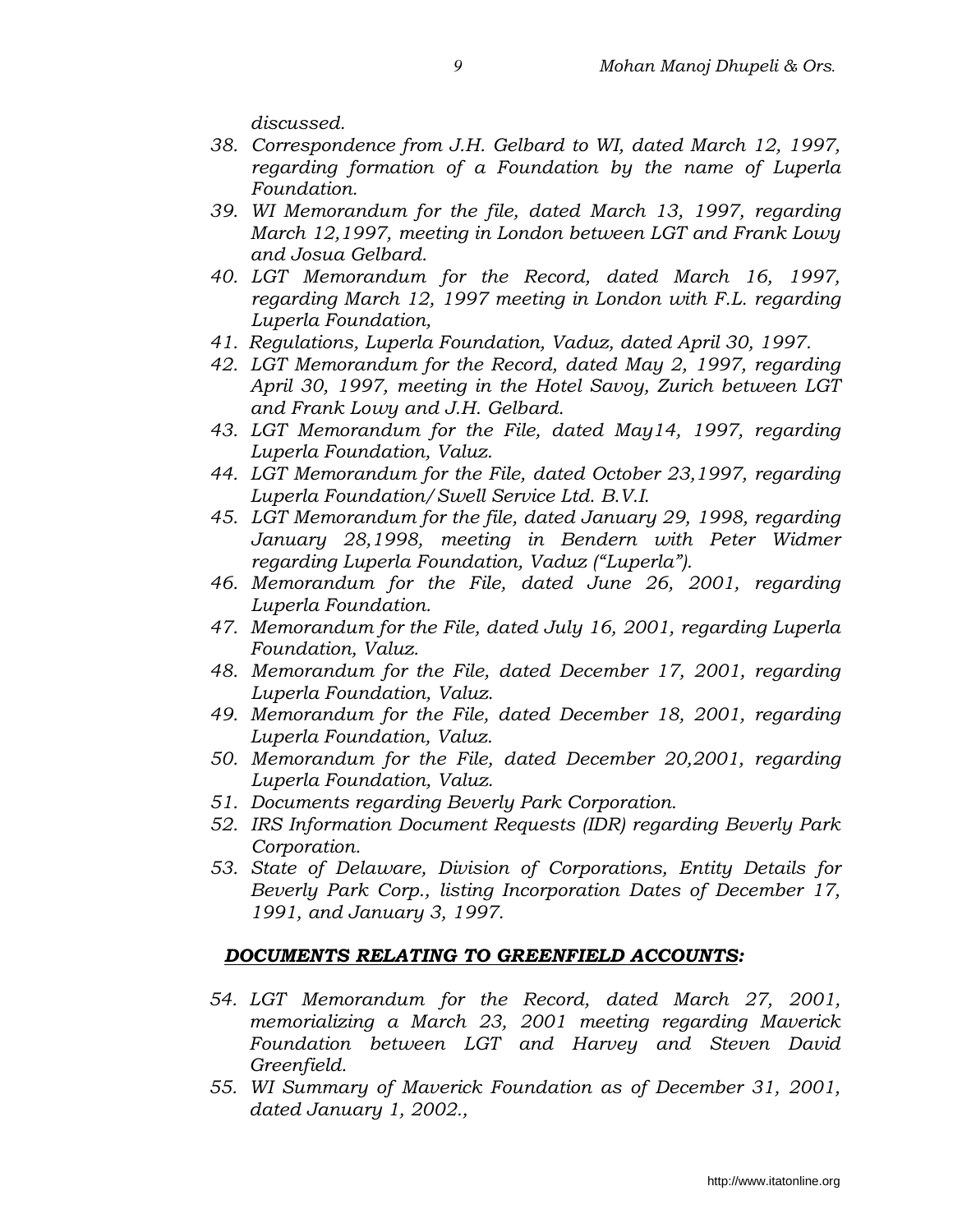*discussed.*

38. *Correspondence from J.H. Gelbard to WI, dated March 12, 1997, regarding formation of a Foundation by the name of Luperla Foundation.*
39. *WI Memorandum for the file, dated March 13, 1997, regarding March 12,1997, meeting in London between LGT and Frank Lowy and Josua Gelbard.*
40. *LGT Memorandum for the Record, dated March 16, 1997, regarding March 12, 1997 meeting in London with F.L. regarding Luperla Foundation,*
41. *Regulations, Luperla Foundation, Vaduz, dated April 30, 1997.*
42. *LGT Memorandum for the Record, dated May 2, 1997, regarding April 30, 1997, meeting in the Hotel Savoy, Zurich between LGT and Frank Lowy and J.H. Gelbard.*
43. *LGT Memorandum for the File, dated May14, 1997, regarding Luperla Foundation, Valuz.*
44. *LGT Memorandum for the File, dated October 23,1997, regarding Luperla Foundation/Swell Service Ltd. B.V.I.*
45. *LGT Memorandum for the file, dated January 29, 1998, regarding January 28,1998, meeting in Bendern with Peter Widmer regarding Luperla Foundation, Vaduz ("Luperla").*
46. *Memorandum for the File, dated June 26, 2001, regarding Luperla Foundation.*
47. *Memorandum for the File, dated July 16, 2001, regarding Luperla Foundation, Valuz.*
48. *Memorandum for the File, dated December 17, 2001, regarding Luperla Foundation, Valuz.*
49. *Memorandum for the File, dated December 18, 2001, regarding Luperla Foundation, Valuz.*
50. *Memorandum for the File, dated December 20,2001, regarding Luperla Foundation, Valuz.*
51. *Documents regarding Beverly Park Corporation.*
52. *IRS Information Document Requests (IDR) regarding Beverly Park Corporation.*
53. *State of Delaware, Division of Corporations, Entity Details for Beverly Park Corp., listing Incorporation Dates of December 17, 1991, and January 3, 1997.*

***DOCUMENTS RELATING TO GREENFIELD ACCOUNTS:***

54. *LGT Memorandum for the Record, dated March 27, 2001, memorializing a March 23, 2001 meeting regarding Maverick Foundation between LGT and Harvey and Steven David Greenfield.*
55. *WI Summary of Maverick Foundation as of December 31, 2001, dated January 1, 2002.,*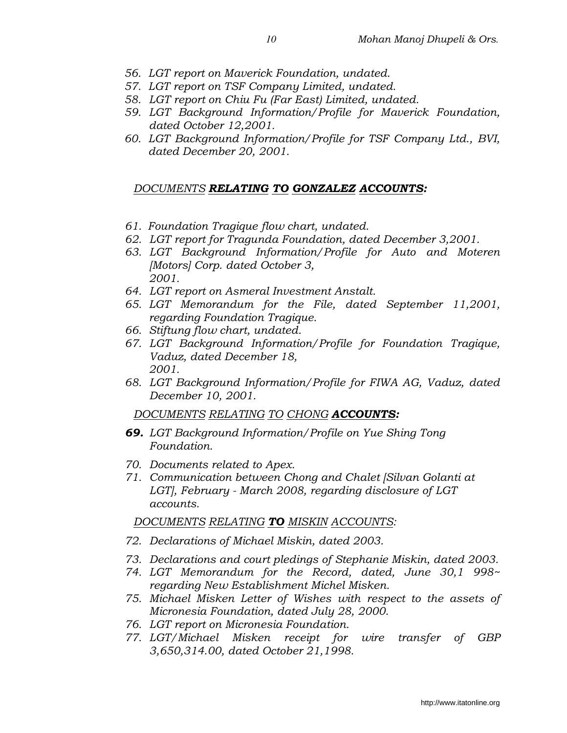*56. LGT report on Maverick Foundation, undated.*
*57. LGT report on TSF Company Limited, undated.*
*58. LGT report on Chiu Fu (Far East) Limited, undated.*
*59. LGT Background Information/Profile for Maverick Foundation, dated October 12,2001.*
*60. LGT Background Information/Profile for TSF Company Ltd., BVI, dated December 20, 2001.*

*DOCUMENTS* ***RELATING TO GONZALEZ ACCOUNTS:***

*61. Foundation Tragique flow chart, undated.*
*62. LGT report for Tragunda Foundation, dated December 3,2001.*
*63. LGT Background Information/Profile for Auto and Moteren [Motors] Corp. dated October 3, 2001.*
*64. LGT report on Asmeral Investment Anstalt.*
*65. LGT Memorandum for the File, dated September 11,2001, regarding Foundation Tragique.*
*66. Stiftung flow chart, undated.*
*67. LGT Background Information/Profile for Foundation Tragique, Vaduz, dated December 18, 2001.*
*68. LGT Background Information/Profile for FIWA AG, Vaduz, dated December 10, 2001.*

*DOCUMENTS RELATING TO CHONG* ***ACCOUNTS:***

***69.*** *LGT Background Information/Profile on Yue Shing Tong Foundation.*
*70. Documents related to Apex.*
*71. Communication between Chong and Chalet [Silvan Golanti at LGT], February - March 2008, regarding disclosure of LGT accounts.*

*DOCUMENTS RELATING* ***TO*** *MISKIN ACCOUNTS:*

*72. Declarations of Michael Miskin, dated 2003.*
*73. Declarations and court pledings of Stephanie Miskin, dated 2003.*
*74. LGT Memorandum for the Record, dated, June 30,1 998~ regarding New Establishment Michel Misken.*
*75. Michael Misken Letter of Wishes with respect to the assets of Micronesia Foundation, dated July 28, 2000.*
*76. LGT report on Micronesia Foundation.*
*77. LGT/Michael Misken receipt for wire transfer of GBP 3,650,314.00, dated October 21,1998.*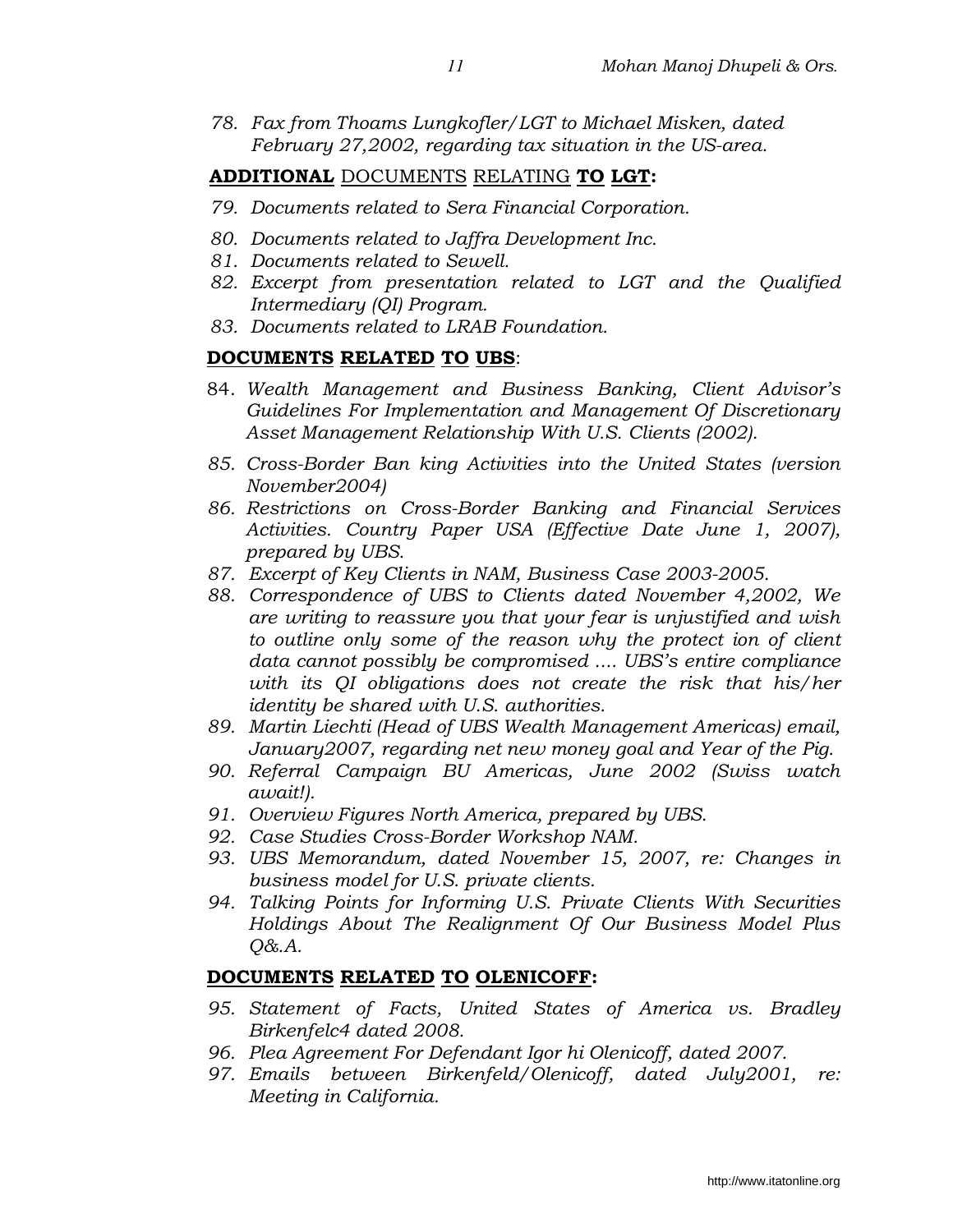78. *Fax from Thoams Lungkofler/LGT to Michael Misken, dated February 27,2002, regarding tax situation in the US-area.*

**ADDITIONAL** DOCUMENTS RELATING **TO LGT:**

79. *Documents related to Sera Financial Corporation.*
80. *Documents related to Jaffra Development Inc.*
81. *Documents related to Sewell.*
82. *Excerpt from presentation related to LGT and the Qualified Intermediary (QI) Program.*
83. *Documents related to LRAB Foundation.*

**DOCUMENTS RELATED TO UBS**:

84. *Wealth Management and Business Banking, Client Advisor's Guidelines For Implementation and Management Of Discretionary Asset Management Relationship With U.S. Clients (2002).*
85. *Cross-Border Ban king Activities into the United States (version November2004)*
86. *Restrictions on Cross-Border Banking and Financial Services Activities. Country Paper USA (Effective Date June 1, 2007), prepared by UBS.*
87. *Excerpt of Key Clients in NAM, Business Case 2003-2005.*
88. *Correspondence of UBS to Clients dated November 4,2002, We are writing to reassure you that your fear is unjustified and wish to outline only some of the reason why the protect ion of client data cannot possibly be compromised .... UBS's entire compliance with its QI obligations does not create the risk that his/her identity be shared with U.S. authorities.*
89. *Martin Liechti (Head of UBS Wealth Management Americas) email, January2007, regarding net new money goal and Year of the Pig.*
90. *Referral Campaign BU Americas, June 2002 (Swiss watch await!).*
91. *Overview Figures North America, prepared by UBS.*
92. *Case Studies Cross-Border Workshop NAM.*
93. *UBS Memorandum, dated November 15, 2007, re: Changes in business model for U.S. private clients.*
94. *Talking Points for Informing U.S. Private Clients With Securities Holdings About The Realignment Of Our Business Model Plus Q&.A.*

**DOCUMENTS RELATED TO OLENICOFF:**

95. *Statement of Facts, United States of America vs. Bradley Birkenfelc4 dated 2008.*
96. *Plea Agreement For Defendant Igor hi Olenicoff, dated 2007.*
97. *Emails between Birkenfeld/Olenicoff, dated July2001, re: Meeting in California.*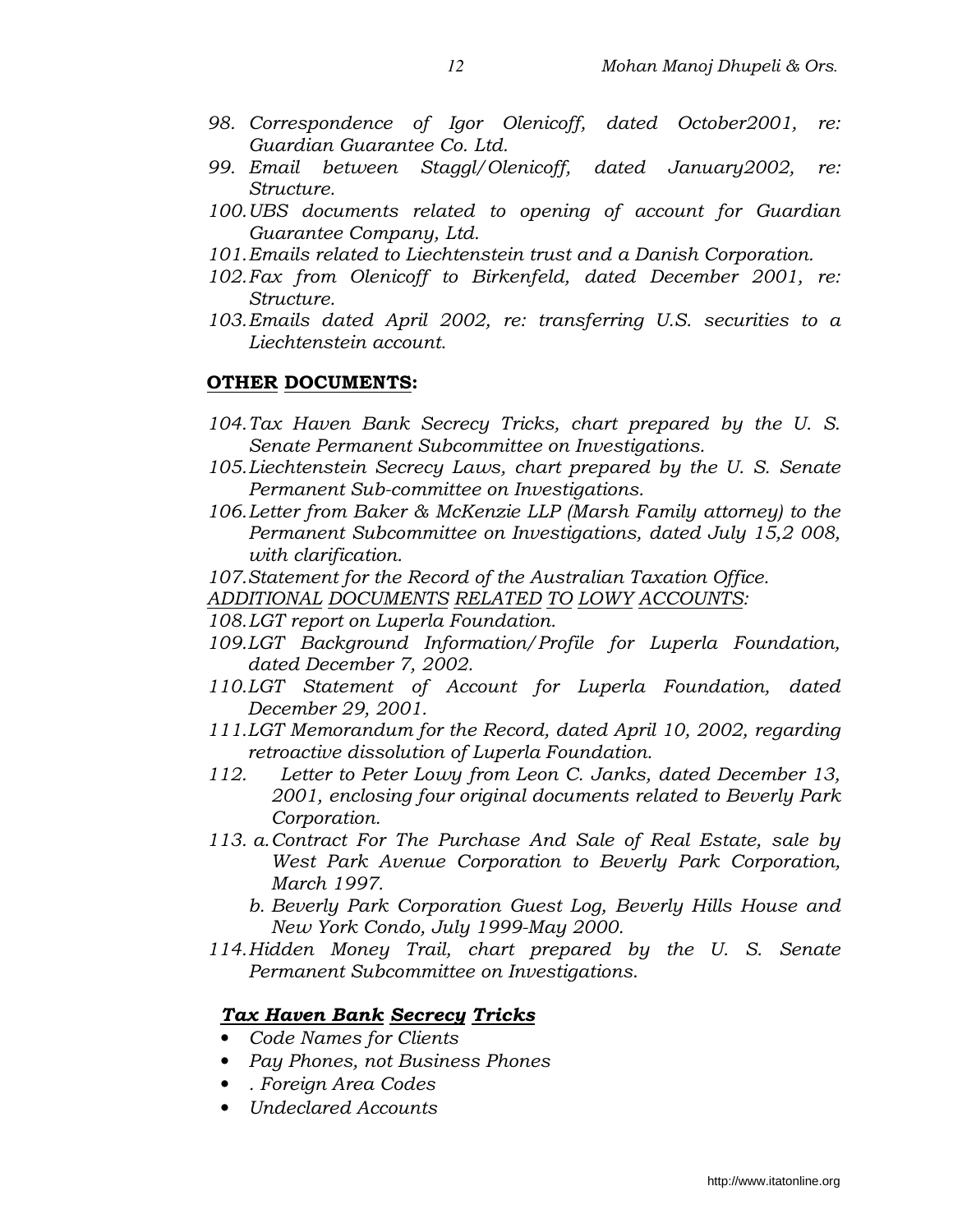98. *Correspondence of Igor Olenicoff, dated October2001, re: Guardian Guarantee Co. Ltd.*
99. *Email between Staggl/Olenicoff, dated January2002, re: Structure.*
100. *UBS documents related to opening of account for Guardian Guarantee Company, Ltd.*
101. *Emails related to Liechtenstein trust and a Danish Corporation.*
102. *Fax from Olenicoff to Birkenfeld, dated December 2001, re: Structure.*
103. *Emails dated April 2002, re: transferring U.S. securities to a Liechtenstein account.*

**OTHER DOCUMENTS:**

104. *Tax Haven Bank Secrecy Tricks, chart prepared by the U. S. Senate Permanent Subcommittee on Investigations.*
105. *Liechtenstein Secrecy Laws, chart prepared by the U. S. Senate Permanent Sub-committee on Investigations.*
106. *Letter from Baker & McKenzie LLP (Marsh Family attorney) to the Permanent Subcommittee on Investigations, dated July 15,2 008, with clarification.*
107. *Statement for the Record of the Australian Taxation Office.*

*ADDITIONAL DOCUMENTS RELATED TO LOWY ACCOUNTS:*

108. *LGT report on Luperla Foundation.*
109. *LGT Background Information/Profile for Luperla Foundation, dated December 7, 2002.*
110. *LGT Statement of Account for Luperla Foundation, dated December 29, 2001.*
111. *LGT Memorandum for the Record, dated April 10, 2002, regarding retroactive dissolution of Luperla Foundation.*
112. *Letter to Peter Lowy from Leon C. Janks, dated December 13, 2001, enclosing four original documents related to Beverly Park Corporation.*
113. a. *Contract For The Purchase And Sale of Real Estate, sale by West Park Avenue Corporation to Beverly Park Corporation, March 1997.*
    b. *Beverly Park Corporation Guest Log, Beverly Hills House and New York Condo, July 1999-May 2000.*
114. *Hidden Money Trail, chart prepared by the U. S. Senate Permanent Subcommittee on Investigations.*

***Tax Haven Bank Secrecy Tricks***

- *Code Names for Clients*
- *Pay Phones, not Business Phones*
- *. Foreign Area Codes*
- *Undeclared Accounts*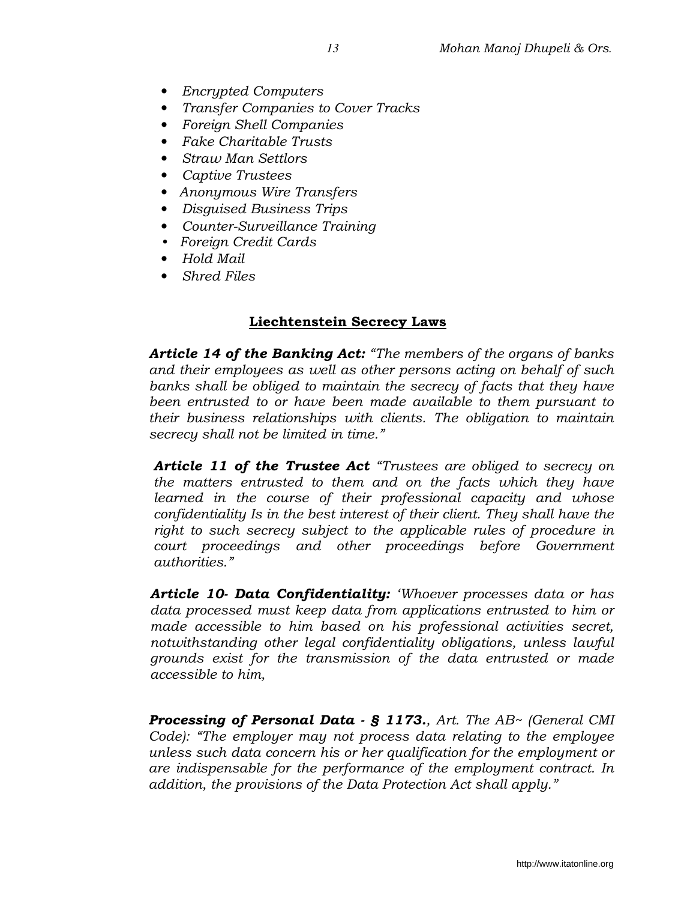- *Encrypted Computers*
- *Transfer Companies to Cover Tracks*
- *Foreign Shell Companies*
- *Fake Charitable Trusts*
- *Straw Man Settlors*
- *Captive Trustees*
- *Anonymous Wire Transfers*
- *Disguised Business Trips*
- *Counter-Surveillance Training*
- *Foreign Credit Cards*
- *Hold Mail*
- *Shred Files*

## Liechtenstein Secrecy Laws

***Article 14 of the Banking Act:*** *"The members of the organs of banks and their employees as well as other persons acting on behalf of such banks shall be obliged to maintain the secrecy of facts that they have been entrusted to or have been made available to them pursuant to their business relationships with clients. The obligation to maintain secrecy shall not be limited in time."*

***Article 11 of the Trustee Act*** *"Trustees are obliged to secrecy on the matters entrusted to them and on the facts which they have learned in the course of their professional capacity and whose confidentiality Is in the best interest of their client. They shall have the right to such secrecy subject to the applicable rules of procedure in court proceedings and other proceedings before Government authorities."*

***Article 10- Data Confidentiality:*** *'Whoever processes data or has data processed must keep data from applications entrusted to him or made accessible to him based on his professional activities secret, notwithstanding other legal confidentiality obligations, unless lawful grounds exist for the transmission of the data entrusted or made accessible to him,*

***Processing of Personal Data - § 1173.****, Art. The AB~ (General CMI Code): "The employer may not process data relating to the employee unless such data concern his or her qualification for the employment or are indispensable for the performance of the employment contract. In addition, the provisions of the Data Protection Act shall apply."*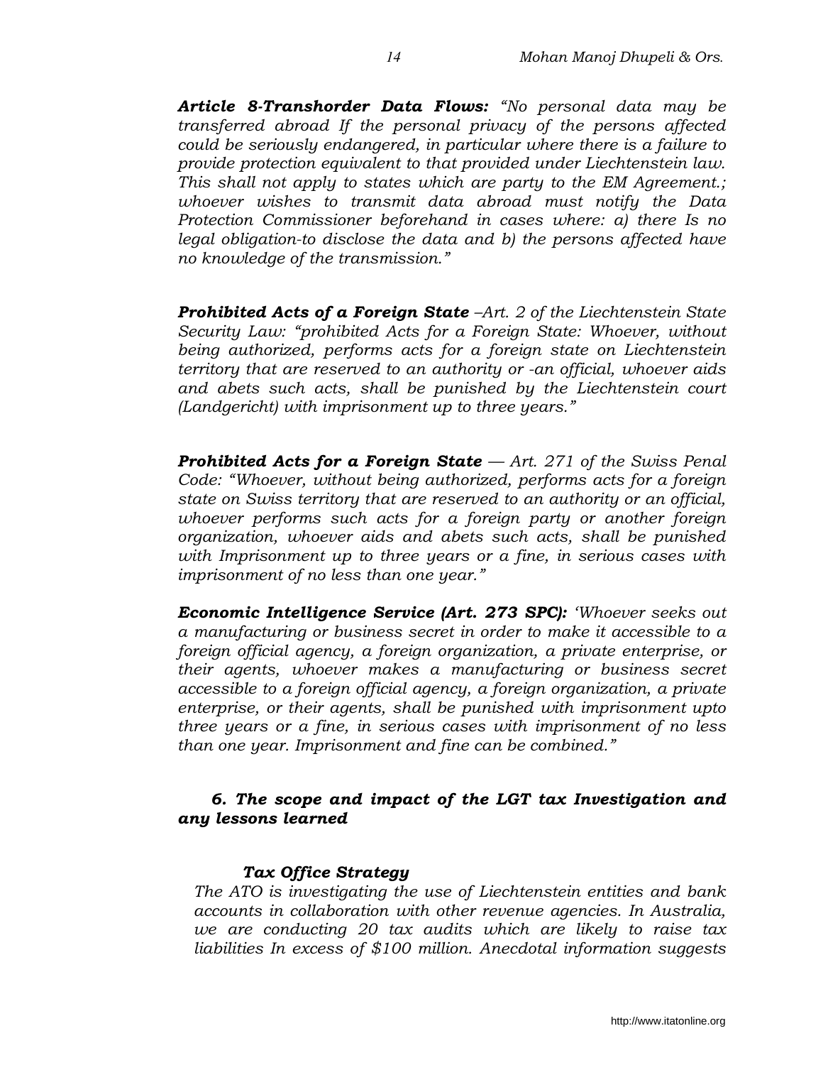***Article 8-Transhorder Data Flows:*** *"No personal data may be transferred abroad If the personal privacy of the persons affected could be seriously endangered, in particular where there is a failure to provide protection equivalent to that provided under Liechtenstein law. This shall not apply to states which are party to the EM Agreement.; whoever wishes to transmit data abroad must notify the Data Protection Commissioner beforehand in cases where: a) there Is no legal obligation-to disclose the data and b) the persons affected have no knowledge of the transmission."*

***Prohibited Acts of a Foreign State*** *–Art. 2 of the Liechtenstein State Security Law: "prohibited Acts for a Foreign State: Whoever, without being authorized, performs acts for a foreign state on Liechtenstein territory that are reserved to an authority or -an official, whoever aids and abets such acts, shall be punished by the Liechtenstein court (Landgericht) with imprisonment up to three years."*

***Prohibited Acts for a Foreign State*** *— Art. 271 of the Swiss Penal Code: "Whoever, without being authorized, performs acts for a foreign state on Swiss territory that are reserved to an authority or an official, whoever performs such acts for a foreign party or another foreign organization, whoever aids and abets such acts, shall be punished with Imprisonment up to three years or a fine, in serious cases with imprisonment of no less than one year."*

***Economic Intelligence Service (Art. 273 SPC):*** *'Whoever seeks out a manufacturing or business secret in order to make it accessible to a foreign official agency, a foreign organization, a private enterprise, or their agents, whoever makes a manufacturing or business secret accessible to a foreign official agency, a foreign organization, a private enterprise, or their agents, shall be punished with imprisonment upto three years or a fine, in serious cases with imprisonment of no less than one year. Imprisonment and fine can be combined."*

### *6. The scope and impact of the LGT tax Investigation and any lessons learned*

#### *Tax Office Strategy*

*The ATO is investigating the use of Liechtenstein entities and bank accounts in collaboration with other revenue agencies. In Australia, we are conducting 20 tax audits which are likely to raise tax liabilities In excess of $100 million. Anecdotal information suggests*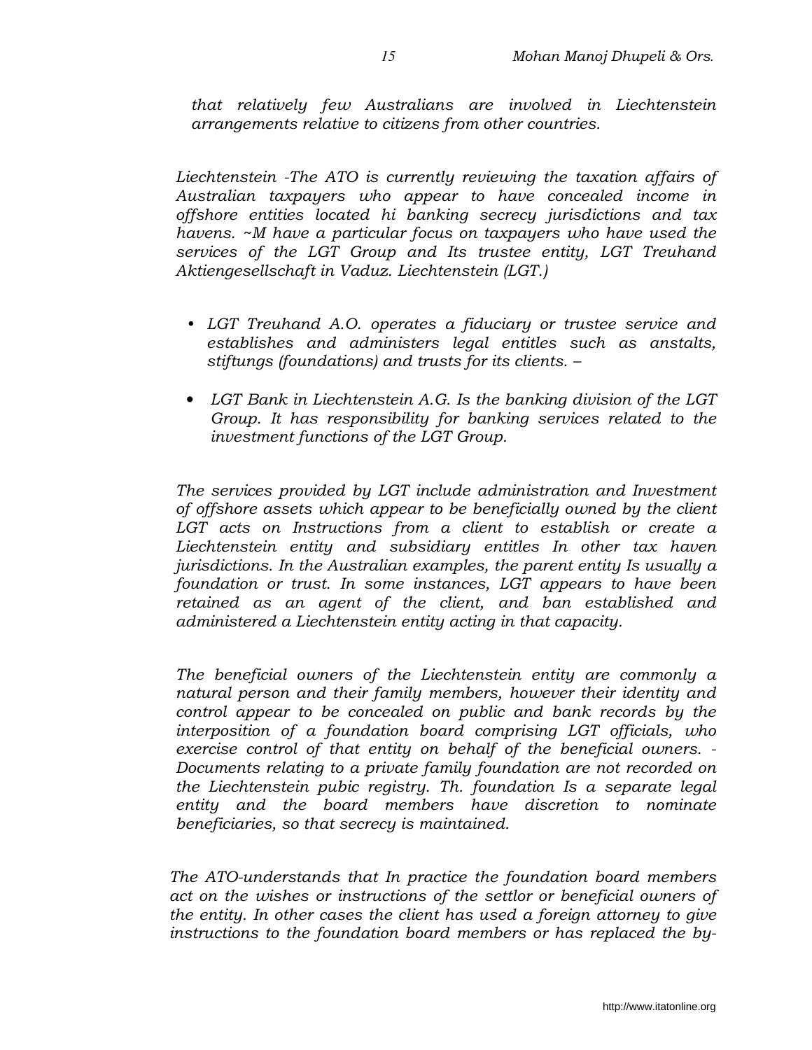*that relatively few Australians are involved in Liechtenstein arrangements relative to citizens from other countries.*

*Liechtenstein -The ATO is currently reviewing the taxation affairs of Australian taxpayers who appear to have concealed income in offshore entities located hi banking secrecy jurisdictions and tax havens. ~M have a particular focus on taxpayers who have used the services of the LGT Group and Its trustee entity, LGT Treuhand Aktiengesellschaft in Vaduz. Liechtenstein (LGT.)*

- *LGT Treuhand A.O. operates a fiduciary or trustee service and establishes and administers legal entitles such as anstalts, stiftungs (foundations) and trusts for its clients. –*
- *LGT Bank in Liechtenstein A.G. Is the banking division of the LGT Group. It has responsibility for banking services related to the investment functions of the LGT Group.*

*The services provided by LGT include administration and Investment of offshore assets which appear to be beneficially owned by the client LGT acts on Instructions from a client to establish or create a Liechtenstein entity and subsidiary entitles In other tax haven jurisdictions. In the Australian examples, the parent entity Is usually a foundation or trust. In some instances, LGT appears to have been retained as an agent of the client, and ban established and administered a Liechtenstein entity acting in that capacity.*

*The beneficial owners of the Liechtenstein entity are commonly a natural person and their family members, however their identity and control appear to be concealed on public and bank records by the interposition of a foundation board comprising LGT officials, who exercise control of that entity on behalf of the beneficial owners. - Documents relating to a private family foundation are not recorded on the Liechtenstein pubic registry. Th. foundation Is a separate legal entity and the board members have discretion to nominate beneficiaries, so that secrecy is maintained.*

*The ATO-understands that In practice the foundation board members act on the wishes or instructions of the settlor or beneficial owners of the entity. In other cases the client has used a foreign attorney to give instructions to the foundation board members or has replaced the by-*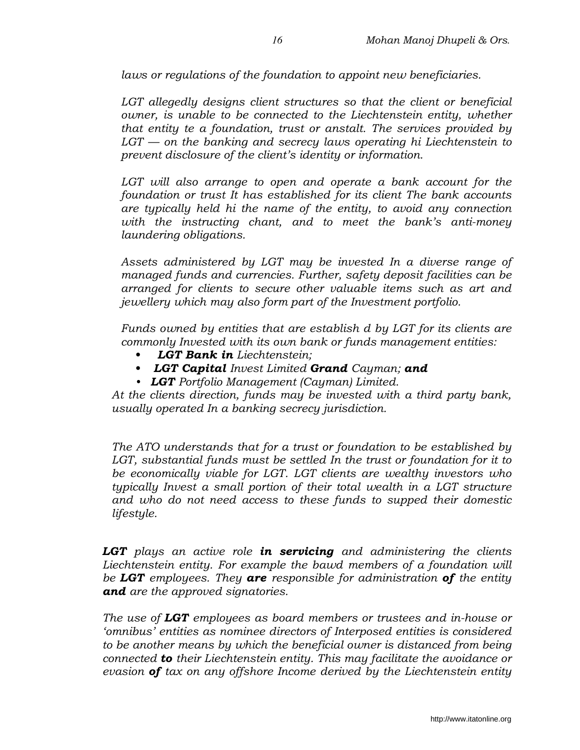*laws or regulations of the foundation to appoint new beneficiaries.*

*LGT allegedly designs client structures so that the client or beneficial owner, is unable to be connected to the Liechtenstein entity, whether that entity te a foundation, trust or anstalt. The services provided by LGT — on the banking and secrecy laws operating hi Liechtenstein to prevent disclosure of the client's identity or information.*

*LGT will also arrange to open and operate a bank account for the foundation or trust It has established for its client The bank accounts are typically held hi the name of the entity, to avoid any connection with the instructing chant, and to meet the bank's anti-money laundering obligations.*

*Assets administered by LGT may be invested In a diverse range of managed funds and currencies. Further, safety deposit facilities can be arranged for clients to secure other valuable items such as art and jewellery which may also form part of the Investment portfolio.*

*Funds owned by entities that are establish d by LGT for its clients are commonly Invested with its own bank or funds management entities:*

- ***LGT Bank in** Liechtenstein;*
- ***LGT Capital** Invest Limited **Grand** Cayman; **and***
- ***LGT** Portfolio Management (Cayman) Limited.*

*At the clients direction, funds may be invested with a third party bank, usually operated In a banking secrecy jurisdiction.*

*The ATO understands that for a trust or foundation to be established by LGT, substantial funds must be settled In the trust or foundation for it to be economically viable for LGT. LGT clients are wealthy investors who typically Invest a small portion of their total wealth in a LGT structure and who do not need access to these funds to supped their domestic lifestyle.*

***LGT** plays an active role **in servicing** and administering the clients Liechtenstein entity. For example the bawd members of a foundation will be **LGT** employees. They **are** responsible for administration **of** the entity **and** are the approved signatories.*

*The use of **LGT** employees as board members or trustees and in-house or 'omnibus' entities as nominee directors of Interposed entities is considered to be another means by which the beneficial owner is distanced from being connected **to** their Liechtenstein entity. This may facilitate the avoidance or evasion **of** tax on any offshore Income derived by the Liechtenstein entity*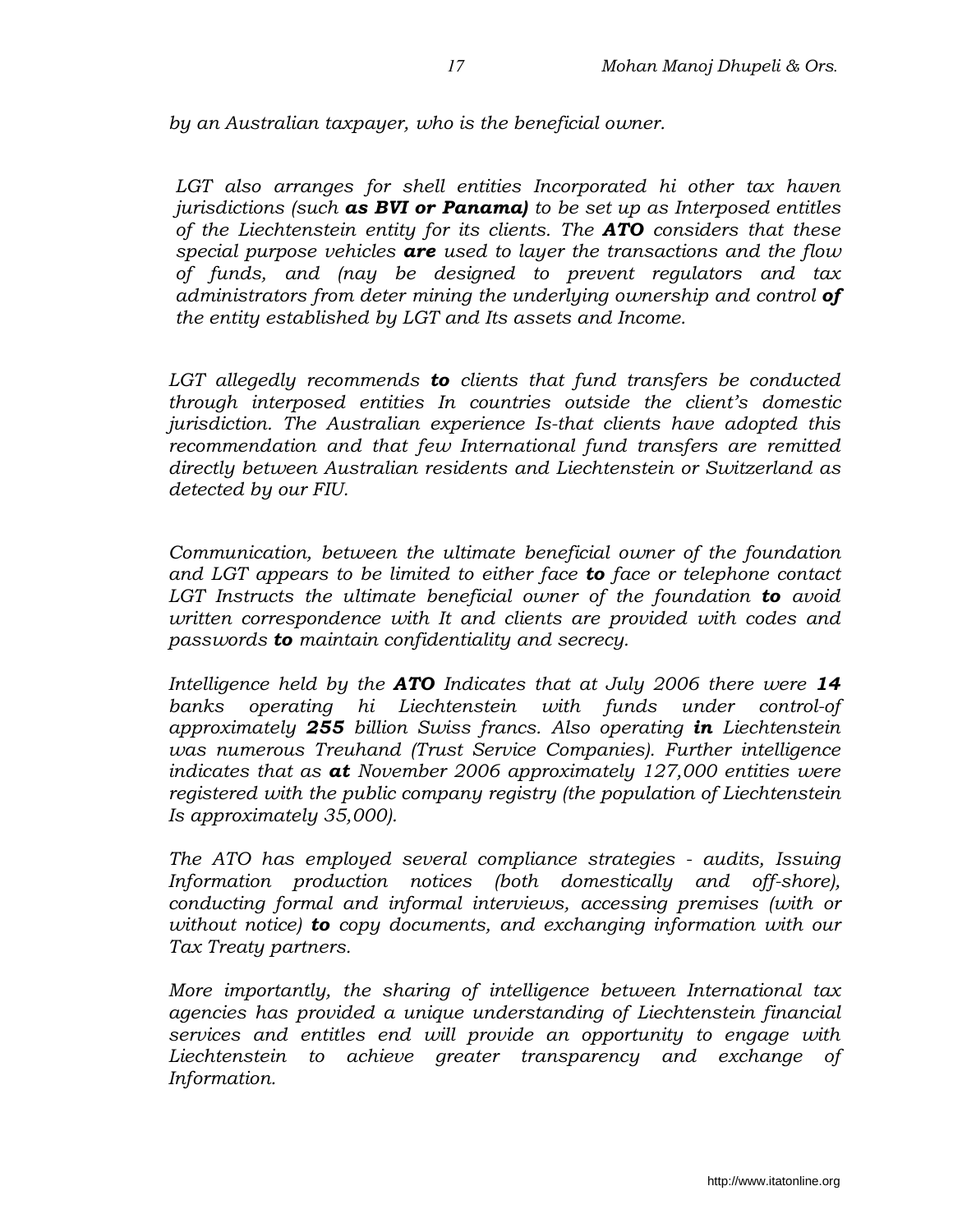*by an Australian taxpayer, who is the beneficial owner.*

*LGT also arranges for shell entities Incorporated hi other tax haven jurisdictions (such **as BVI or Panama)** to be set up as Interposed entitles of the Liechtenstein entity for its clients. The **ATO** considers that these special purpose vehicles **are** used to layer the transactions and the flow of funds, and (nay be designed to prevent regulators and tax administrators from deter mining the underlying ownership and control **of** the entity established by LGT and Its assets and Income.*

*LGT allegedly recommends **to** clients that fund transfers be conducted through interposed entities In countries outside the client's domestic jurisdiction. The Australian experience Is-that clients have adopted this recommendation and that few International fund transfers are remitted directly between Australian residents and Liechtenstein or Switzerland as detected by our FIU.*

*Communication, between the ultimate beneficial owner of the foundation and LGT appears to be limited to either face **to** face or telephone contact LGT Instructs the ultimate beneficial owner of the foundation **to** avoid written correspondence with It and clients are provided with codes and passwords **to** maintain confidentiality and secrecy.*

*Intelligence held by the **ATO** Indicates that at July 2006 there were **14** banks operating hi Liechtenstein with funds under control-of approximately **255** billion Swiss francs. Also operating **in** Liechtenstein was numerous Treuhand (Trust Service Companies). Further intelligence indicates that as **at** November 2006 approximately 127,000 entities were registered with the public company registry (the population of Liechtenstein Is approximately 35,000).*

*The ATO has employed several compliance strategies - audits, Issuing Information production notices (both domestically and off-shore), conducting formal and informal interviews, accessing premises (with or without notice) **to** copy documents, and exchanging information with our Tax Treaty partners.*

*More importantly, the sharing of intelligence between International tax agencies has provided a unique understanding of Liechtenstein financial services and entitles end will provide an opportunity to engage with Liechtenstein to achieve greater transparency and exchange of Information.*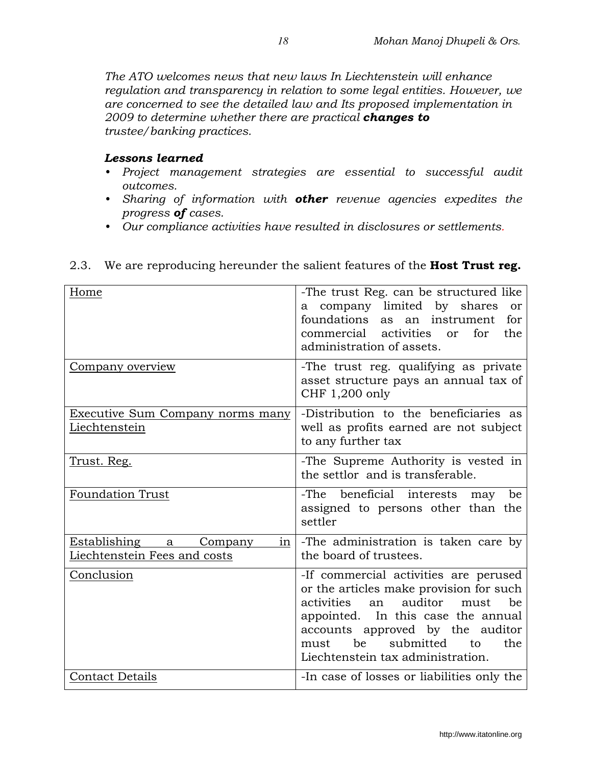*The ATO welcomes news that new laws In Liechtenstein will enhance regulation and transparency in relation to some legal entities. However, we are concerned to see the detailed law and Its proposed implementation in 2009 to determine whether there are practical **changes to** trustee/banking practices.*

***Lessons learned***

- *Project management strategies are essential to successful audit outcomes.*
- *Sharing of information with **other** revenue agencies expedites the progress **of** cases.*
- *Our compliance activities have resulted in disclosures or settlements.*

2.3. We are reproducing hereunder the salient features of the **Host Trust reg.**

| Home | -The trust Reg. can be structured like a company limited by shares or foundations as an instrument for commercial activities or for the administration of assets. |
|---|---|
| Company overview | -The trust reg. qualifying as private asset structure pays an annual tax of CHF 1,200 only |
| Executive Sum Company norms many Liechtenstein | -Distribution to the beneficiaries as well as profits earned are not subject to any further tax |
| Trust. Reg. | -The Supreme Authority is vested in the settlor and is transferable. |
| Foundation Trust | -The beneficial interests may be assigned to persons other than the settler |
| Establishing a Company in Liechtenstein Fees and costs | -The administration is taken care by the board of trustees. |
| Conclusion | -If commercial activities are perused or the articles make provision for such activities an auditor must be appointed. In this case the annual accounts approved by the auditor must be submitted to the Liechtenstein tax administration. |
| Contact Details | -In case of losses or liabilities only the |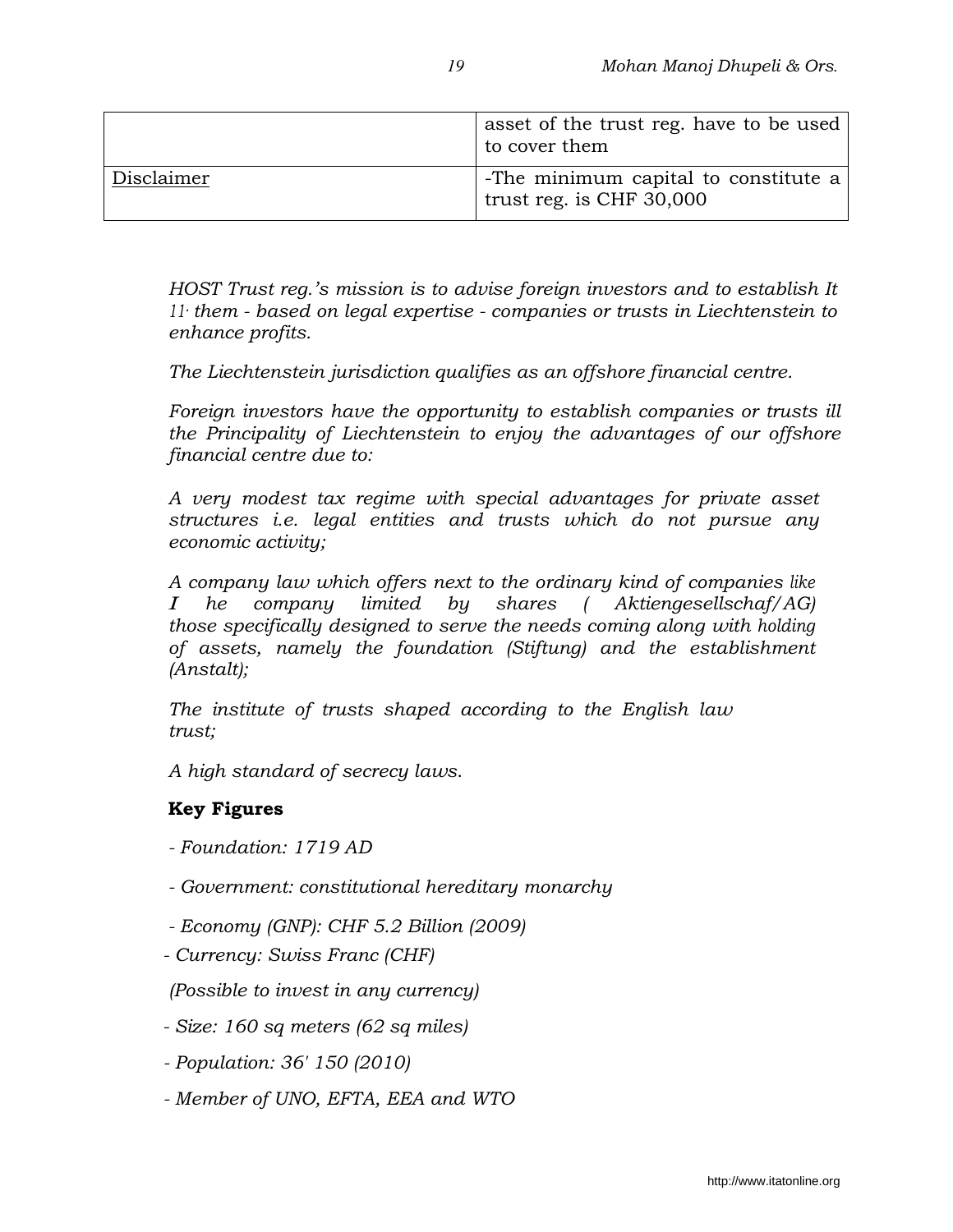|  | asset of the trust reg. have to be used to cover them |
| --- | --- |
| Disclaimer | -The minimum capital to constitute a trust reg. is CHF 30,000 |

*HOST Trust reg.'s mission is to advise foreign investors and to establish It 11· them - based on legal expertise - companies or trusts in Liechtenstein to enhance profits.*

*The Liechtenstein jurisdiction qualifies as an offshore financial centre.*

*Foreign investors have the opportunity to establish companies or trusts ill the Principality of Liechtenstein to enjoy the advantages of our offshore financial centre due to:*

*A very modest tax regime with special advantages for private asset structures i.e. legal entities and trusts which do not pursue any economic activity;*

*A company law which offers next to the ordinary kind of companies like I he company limited by shares ( Aktiengesellschaf/AG) those specifically designed to serve the needs coming along with holding of assets, namely the foundation (Stiftung) and the establishment (Anstalt);*

*The institute of trusts shaped according to the English law trust;*

*A high standard of secrecy laws.*

**Key Figures**

*- Foundation: 1719 AD*

*- Government: constitutional hereditary monarchy*

*- Economy (GNP): CHF 5.2 Billion (2009)*

*- Currency: Swiss Franc (CHF)*

*(Possible to invest in any currency)*

*- Size: 160 sq meters (62 sq miles)*

*- Population: 36' 150 (2010)*

*- Member of UNO, EFTA, EEA and WTO*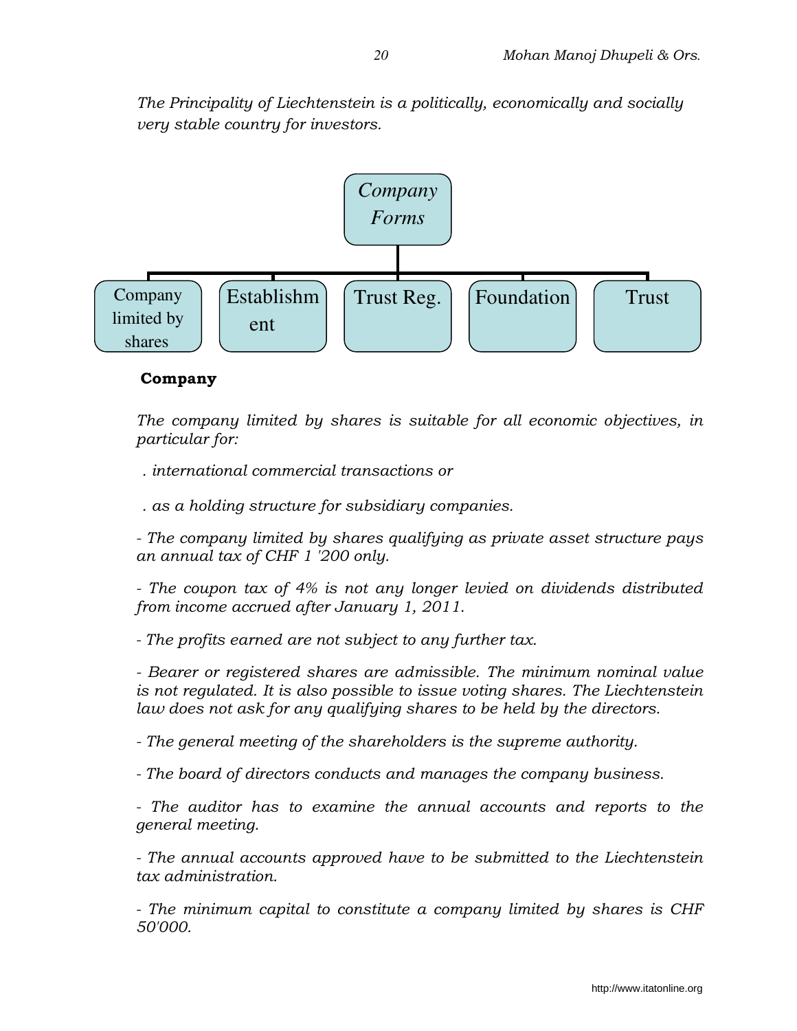*The Principality of Liechtenstein is a politically, economically and socially very stable country for investors.*

Company Forms

- Company limited by shares
- Establishment
- Trust Reg.
- Foundation
- Trust

**Company**

*The company limited by shares is suitable for all economic objectives, in particular for:*

*. international commercial transactions or*

*. as a holding structure for subsidiary companies.*

*- The company limited by shares qualifying as private asset structure pays an annual tax of CHF 1 '200 only.*

*- The coupon tax of 4% is not any longer levied on dividends distributed from income accrued after January 1, 2011.*

*- The profits earned are not subject to any further tax.*

*- Bearer or registered shares are admissible. The minimum nominal value is not regulated. It is also possible to issue voting shares. The Liechtenstein law does not ask for any qualifying shares to be held by the directors.*

*- The general meeting of the shareholders is the supreme authority.*

*- The board of directors conducts and manages the company business.*

*- The auditor has to examine the annual accounts and reports to the general meeting.*

*- The annual accounts approved have to be submitted to the Liechtenstein tax administration.*

*- The minimum capital to constitute a company limited by shares is CHF 50'000.*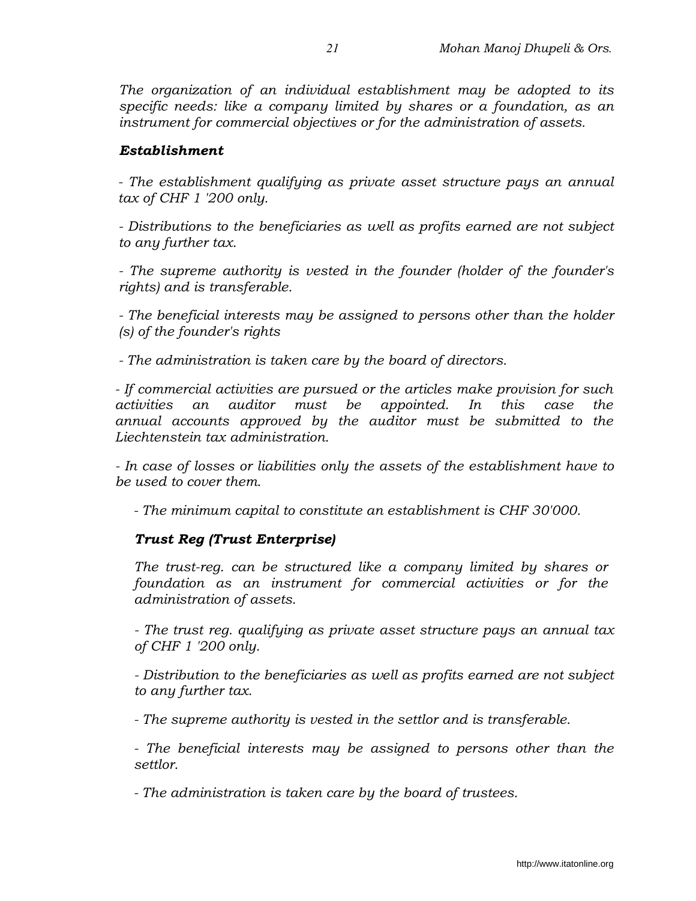*The organization of an individual establishment may be adopted to its specific needs: like a company limited by shares or a foundation, as an instrument for commercial objectives or for the administration of assets.*

***Establishment***

*- The establishment qualifying as private asset structure pays an annual tax of CHF 1 '200 only.*

*- Distributions to the beneficiaries as well as profits earned are not subject to any further tax.*

*- The supreme authority is vested in the founder (holder of the founder's rights) and is transferable.*

*- The beneficial interests may be assigned to persons other than the holder (s) of the founder's rights*

*- The administration is taken care by the board of directors.*

*- If commercial activities are pursued or the articles make provision for such activities an auditor must be appointed. In this case the annual accounts approved by the auditor must be submitted to the Liechtenstein tax administration.*

*- In case of losses or liabilities only the assets of the establishment have to be used to cover them.*

*- The minimum capital to constitute an establishment is CHF 30'000.*

***Trust Reg (Trust Enterprise)***

*The trust-reg. can be structured like a company limited by shares or foundation as an instrument for commercial activities or for the administration of assets.*

*- The trust reg. qualifying as private asset structure pays an annual tax of CHF 1 '200 only.*

*- Distribution to the beneficiaries as well as profits earned are not subject to any further tax.*

*- The supreme authority is vested in the settlor and is transferable.*

*- The beneficial interests may be assigned to persons other than the settlor.*

*- The administration is taken care by the board of trustees.*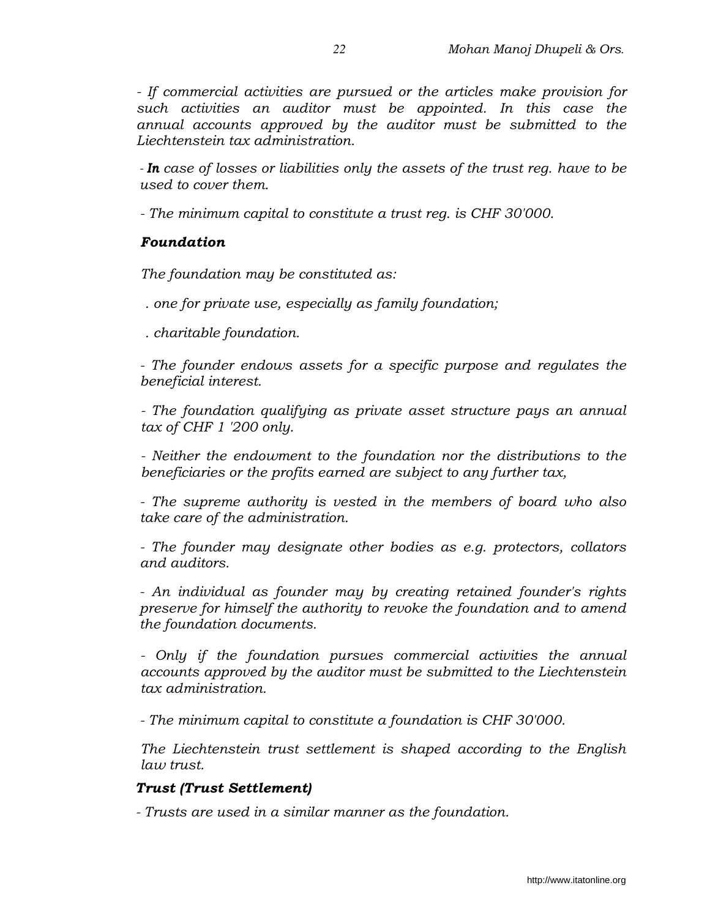*- If commercial activities are pursued or the articles make provision for such activities an auditor must be appointed. In this case the annual accounts approved by the auditor must be submitted to the Liechtenstein tax administration.*

*- **In** case of losses or liabilities only the assets of the trust reg. have to be used to cover them.*

*- The minimum capital to constitute a trust reg. is CHF 30'000.*

***Foundation***

*The foundation may be constituted as:*

*. one for private use, especially as family foundation;*

*. charitable foundation.*

*- The founder endows assets for a specific purpose and regulates the beneficial interest.*

*- The foundation qualifying as private asset structure pays an annual tax of CHF 1 '200 only.*

*- Neither the endowment to the foundation nor the distributions to the beneficiaries or the profits earned are subject to any further tax,*

*- The supreme authority is vested in the members of board who also take care of the administration.*

*- The founder may designate other bodies as e.g. protectors, collators and auditors.*

*- An individual as founder may by creating retained founder's rights preserve for himself the authority to revoke the foundation and to amend the foundation documents.*

*- Only if the foundation pursues commercial activities the annual accounts approved by the auditor must be submitted to the Liechtenstein tax administration.*

*- The minimum capital to constitute a foundation is CHF 30'000.*

*The Liechtenstein trust settlement is shaped according to the English law trust.*

***Trust (Trust Settlement)***

*- Trusts are used in a similar manner as the foundation.*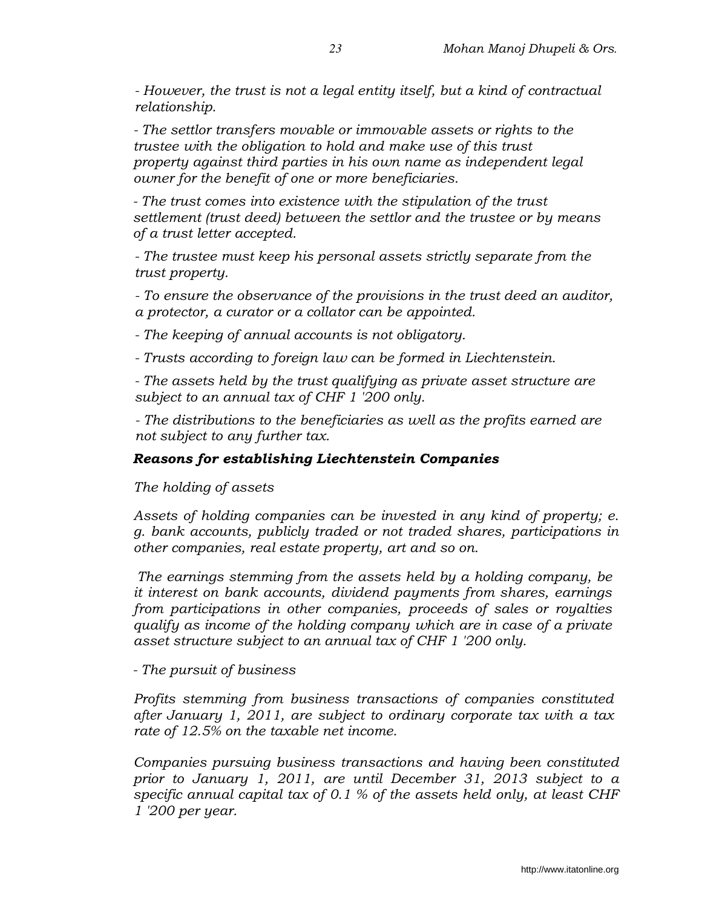*- However, the trust is not a legal entity itself, but a kind of contractual relationship.*

*- The settlor transfers movable or immovable assets or rights to the trustee with the obligation to hold and make use of this trust property against third parties in his own name as independent legal owner for the benefit of one or more beneficiaries.*

*- The trust comes into existence with the stipulation of the trust settlement (trust deed) between the settlor and the trustee or by means of a trust letter accepted.*

*- The trustee must keep his personal assets strictly separate from the trust property.*

*- To ensure the observance of the provisions in the trust deed an auditor, a protector, a curator or a collator can be appointed.*

*- The keeping of annual accounts is not obligatory.*

*- Trusts according to foreign law can be formed in Liechtenstein.*

*- The assets held by the trust qualifying as private asset structure are subject to an annual tax of CHF 1 '200 only.*

*- The distributions to the beneficiaries as well as the profits earned are not subject to any further tax.*

***Reasons for establishing Liechtenstein Companies***

*The holding of assets*

*Assets of holding companies can be invested in any kind of property; e. g. bank accounts, publicly traded or not traded shares, participations in other companies, real estate property, art and so on.*

*The earnings stemming from the assets held by a holding company, be it interest on bank accounts, dividend payments from shares, earnings from participations in other companies, proceeds of sales or royalties qualify as income of the holding company which are in case of a private asset structure subject to an annual tax of CHF 1 '200 only.*

*- The pursuit of business*

*Profits stemming from business transactions of companies constituted after January 1, 2011, are subject to ordinary corporate tax with a tax rate of 12.5% on the taxable net income.*

*Companies pursuing business transactions and having been constituted prior to January 1, 2011, are until December 31, 2013 subject to a specific annual capital tax of 0.1 % of the assets held only, at least CHF 1 '200 per year.*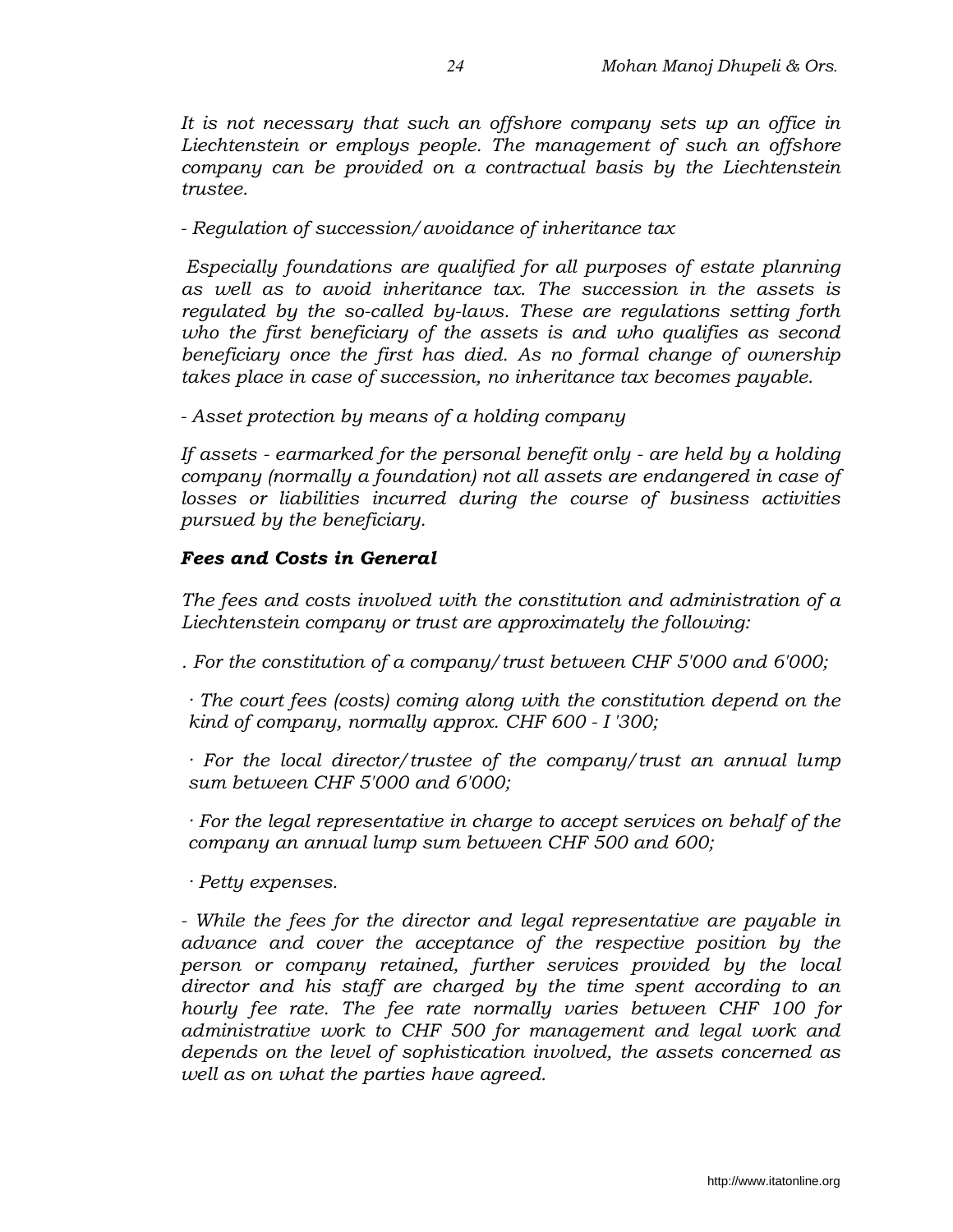*It is not necessary that such an offshore company sets up an office in Liechtenstein or employs people. The management of such an offshore company can be provided on a contractual basis by the Liechtenstein trustee.*

*- Regulation of succession/avoidance of inheritance tax*

*Especially foundations are qualified for all purposes of estate planning as well as to avoid inheritance tax. The succession in the assets is regulated by the so-called by-laws. These are regulations setting forth who the first beneficiary of the assets is and who qualifies as second beneficiary once the first has died. As no formal change of ownership takes place in case of succession, no inheritance tax becomes payable.*

*- Asset protection by means of a holding company*

*If assets - earmarked for the personal benefit only - are held by a holding company (normally a foundation) not all assets are endangered in case of losses or liabilities incurred during the course of business activities pursued by the beneficiary.*

***Fees and Costs in General***

*The fees and costs involved with the constitution and administration of a Liechtenstein company or trust are approximately the following:*

*. For the constitution of a company/trust between CHF 5'000 and 6'000;*

*· The court fees (costs) coming along with the constitution depend on the kind of company, normally approx. CHF 600 - I '300;*

*· For the local director/trustee of the company/trust an annual lump sum between CHF 5'000 and 6'000;*

*· For the legal representative in charge to accept services on behalf of the company an annual lump sum between CHF 500 and 600;*

*· Petty expenses.*

*- While the fees for the director and legal representative are payable in advance and cover the acceptance of the respective position by the person or company retained, further services provided by the local director and his staff are charged by the time spent according to an hourly fee rate. The fee rate normally varies between CHF 100 for administrative work to CHF 500 for management and legal work and depends on the level of sophistication involved, the assets concerned as well as on what the parties have agreed.*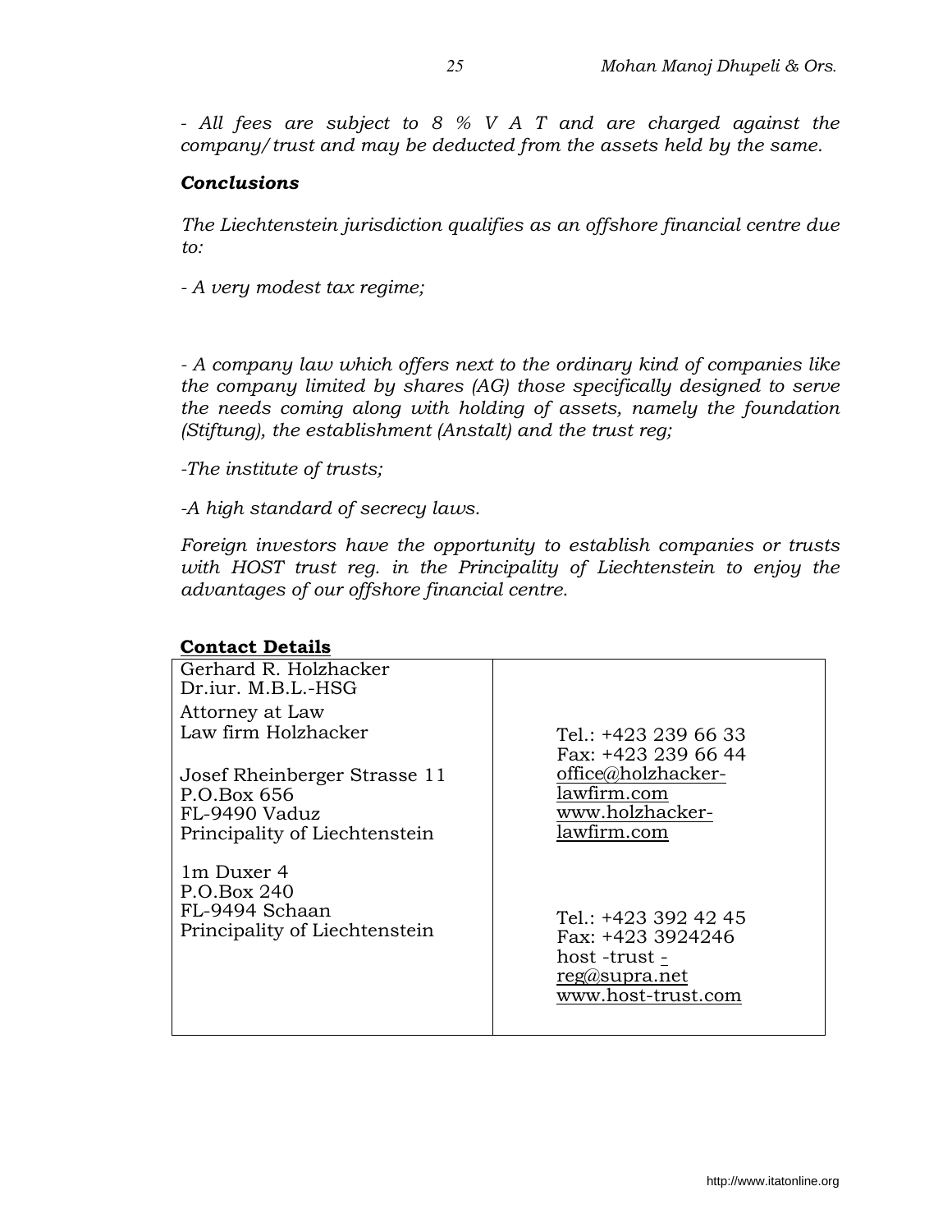*- All fees are subject to 8 % V A T and are charged against the company/trust and may be deducted from the assets held by the same.*

***Conclusions***

*The Liechtenstein jurisdiction qualifies as an offshore financial centre due to:*

*- A very modest tax regime;*

*- A company law which offers next to the ordinary kind of companies like the company limited by shares (AG) those specifically designed to serve the needs coming along with holding of assets, namely the foundation (Stiftung), the establishment (Anstalt) and the trust reg;*

*-The institute of trusts;*

*-A high standard of secrecy laws.*

*Foreign investors have the opportunity to establish companies or trusts with HOST trust reg. in the Principality of Liechtenstein to enjoy the advantages of our offshore financial centre.*

**Contact Details**

| | |
|---|---|
| Gerhard R. Holzhacker<br>Dr.iur. M.B.L.-HSG<br>Attorney at Law<br>Law firm Holzhacker<br><br>Josef Rheinberger Strasse 11<br>P.O.Box 656<br>FL-9490 Vaduz<br>Principality of Liechtenstein | Tel.: +423 239 66 33<br>Fax: +423 239 66 44<br>office@holzhacker-lawfirm.com<br>www.holzhacker-lawfirm.com |
| 1m Duxer 4<br>P.O.Box 240<br>FL-9494 Schaan<br>Principality of Liechtenstein | Tel.: +423 392 42 45<br>Fax: +423 3924246<br>host -trust -reg@supra.net<br>www.host-trust.com |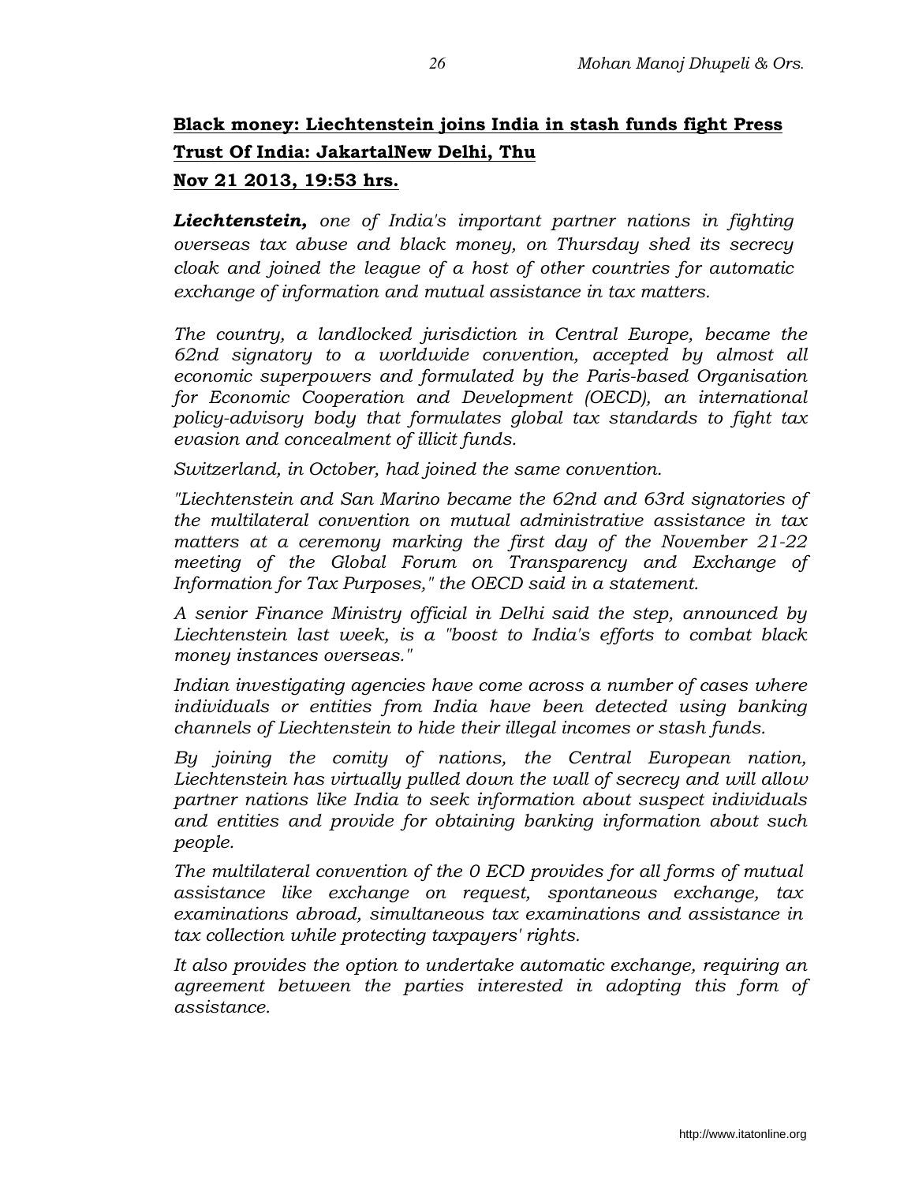**Black money: Liechtenstein joins India in stash funds fight Press Trust Of India: JakartalNew Delhi, Thu Nov 21 2013, 19:53 hrs.**

***Liechtenstein,*** *one of India's important partner nations in fighting overseas tax abuse and black money, on Thursday shed its secrecy cloak and joined the league of a host of other countries for automatic exchange of information and mutual assistance in tax matters.*

*The country, a landlocked jurisdiction in Central Europe, became the 62nd signatory to a worldwide convention, accepted by almost all economic superpowers and formulated by the Paris-based Organisation for Economic Cooperation and Development (OECD), an international policy-advisory body that formulates global tax standards to fight tax evasion and concealment of illicit funds.*

*Switzerland, in October, had joined the same convention.*

*"Liechtenstein and San Marino became the 62nd and 63rd signatories of the multilateral convention on mutual administrative assistance in tax matters at a ceremony marking the first day of the November 21-22 meeting of the Global Forum on Transparency and Exchange of Information for Tax Purposes," the OECD said in a statement.*

*A senior Finance Ministry official in Delhi said the step, announced by Liechtenstein last week, is a "boost to India's efforts to combat black money instances overseas."*

*Indian investigating agencies have come across a number of cases where individuals or entities from India have been detected using banking channels of Liechtenstein to hide their illegal incomes or stash funds.*

*By joining the comity of nations, the Central European nation, Liechtenstein has virtually pulled down the wall of secrecy and will allow partner nations like India to seek information about suspect individuals and entities and provide for obtaining banking information about such people.*

*The multilateral convention of the 0 ECD provides for all forms of mutual assistance like exchange on request, spontaneous exchange, tax examinations abroad, simultaneous tax examinations and assistance in tax collection while protecting taxpayers' rights.*

*It also provides the option to undertake automatic exchange, requiring an agreement between the parties interested in adopting this form of assistance.*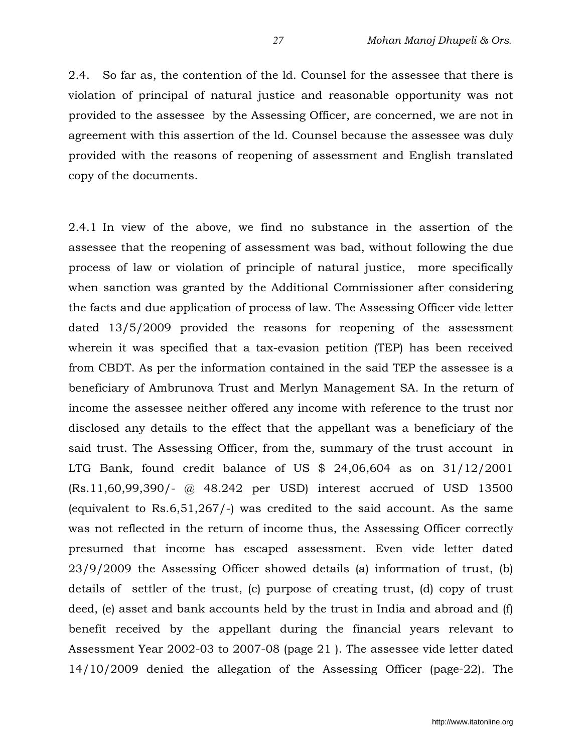2.4. So far as, the contention of the ld. Counsel for the assessee that there is violation of principal of natural justice and reasonable opportunity was not provided to the assessee by the Assessing Officer, are concerned, we are not in agreement with this assertion of the ld. Counsel because the assessee was duly provided with the reasons of reopening of assessment and English translated copy of the documents.

2.4.1 In view of the above, we find no substance in the assertion of the assessee that the reopening of assessment was bad, without following the due process of law or violation of principle of natural justice, more specifically when sanction was granted by the Additional Commissioner after considering the facts and due application of process of law. The Assessing Officer vide letter dated 13/5/2009 provided the reasons for reopening of the assessment wherein it was specified that a tax-evasion petition (TEP) has been received from CBDT. As per the information contained in the said TEP the assessee is a beneficiary of Ambrunova Trust and Merlyn Management SA. In the return of income the assessee neither offered any income with reference to the trust nor disclosed any details to the effect that the appellant was a beneficiary of the said trust. The Assessing Officer, from the, summary of the trust account in LTG Bank, found credit balance of US $ 24,06,604 as on 31/12/2001 (Rs.11,60,99,390/- @ 48.242 per USD) interest accrued of USD 13500 (equivalent to Rs.6,51,267/-) was credited to the said account. As the same was not reflected in the return of income thus, the Assessing Officer correctly presumed that income has escaped assessment. Even vide letter dated 23/9/2009 the Assessing Officer showed details (a) information of trust, (b) details of settler of the trust, (c) purpose of creating trust, (d) copy of trust deed, (e) asset and bank accounts held by the trust in India and abroad and (f) benefit received by the appellant during the financial years relevant to Assessment Year 2002-03 to 2007-08 (page 21 ). The assessee vide letter dated 14/10/2009 denied the allegation of the Assessing Officer (page-22). The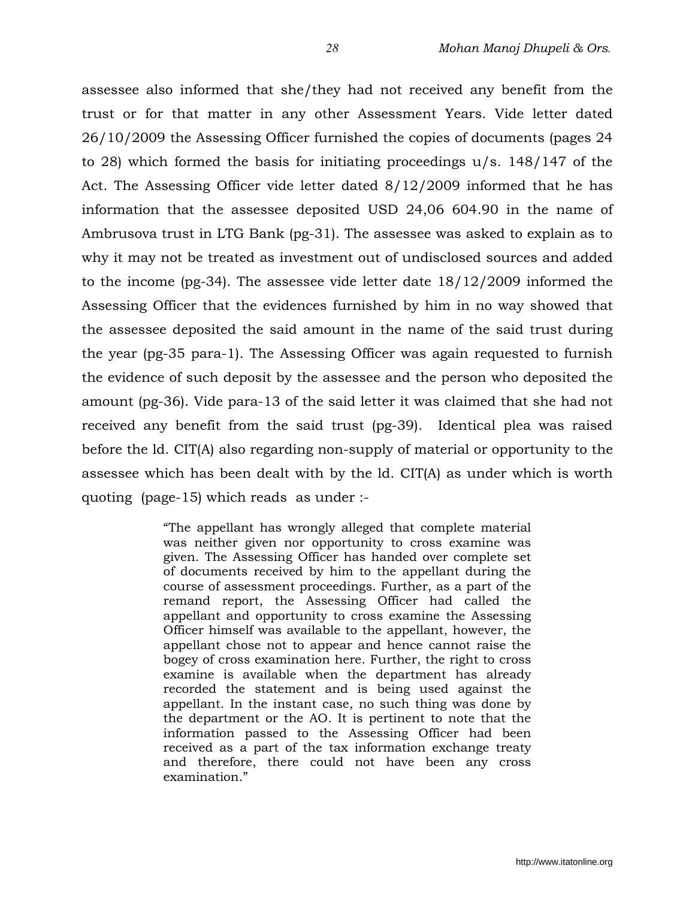assessee also informed that she/they had not received any benefit from the trust or for that matter in any other Assessment Years. Vide letter dated 26/10/2009 the Assessing Officer furnished the copies of documents (pages 24 to 28) which formed the basis for initiating proceedings u/s. 148/147 of the Act. The Assessing Officer vide letter dated 8/12/2009 informed that he has information that the assessee deposited USD 24,06 604.90 in the name of Ambrusova trust in LTG Bank (pg-31). The assessee was asked to explain as to why it may not be treated as investment out of undisclosed sources and added to the income (pg-34). The assessee vide letter date 18/12/2009 informed the Assessing Officer that the evidences furnished by him in no way showed that the assessee deposited the said amount in the name of the said trust during the year (pg-35 para-1). The Assessing Officer was again requested to furnish the evidence of such deposit by the assessee and the person who deposited the amount (pg-36). Vide para-13 of the said letter it was claimed that she had not received any benefit from the said trust (pg-39). Identical plea was raised before the ld. CIT(A) also regarding non-supply of material or opportunity to the assessee which has been dealt with by the ld. CIT(A) as under which is worth quoting (page-15) which reads as under :-

> "The appellant has wrongly alleged that complete material was neither given nor opportunity to cross examine was given. The Assessing Officer has handed over complete set of documents received by him to the appellant during the course of assessment proceedings. Further, as a part of the remand report, the Assessing Officer had called the appellant and opportunity to cross examine the Assessing Officer himself was available to the appellant, however, the appellant chose not to appear and hence cannot raise the bogey of cross examination here. Further, the right to cross examine is available when the department has already recorded the statement and is being used against the appellant. In the instant case, no such thing was done by the department or the AO. It is pertinent to note that the information passed to the Assessing Officer had been received as a part of the tax information exchange treaty and therefore, there could not have been any cross examination."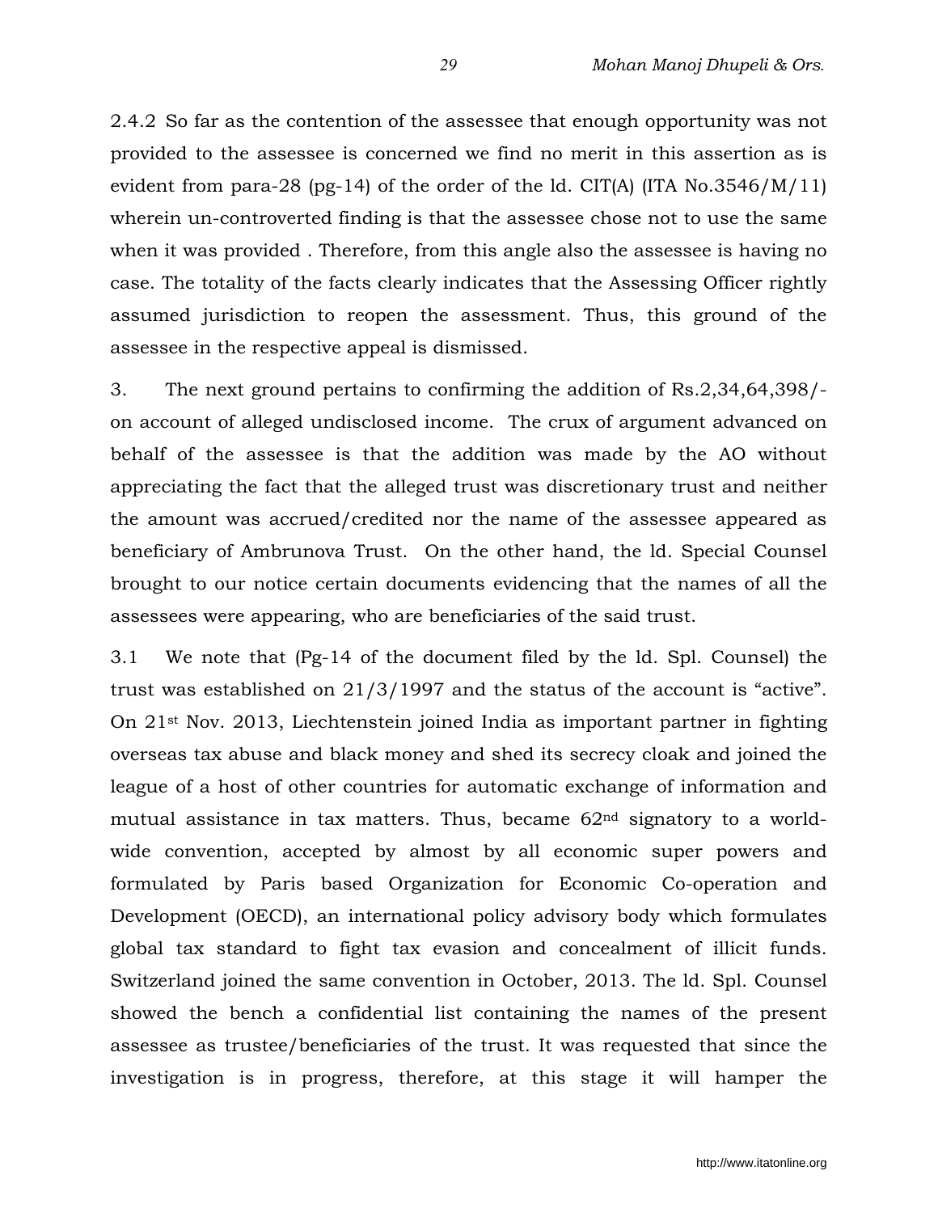2.4.2 So far as the contention of the assessee that enough opportunity was not provided to the assessee is concerned we find no merit in this assertion as is evident from para-28 (pg-14) of the order of the ld. CIT(A) (ITA No.3546/M/11) wherein un-controverted finding is that the assessee chose not to use the same when it was provided . Therefore, from this angle also the assessee is having no case. The totality of the facts clearly indicates that the Assessing Officer rightly assumed jurisdiction to reopen the assessment. Thus, this ground of the assessee in the respective appeal is dismissed.

3. The next ground pertains to confirming the addition of Rs.2,34,64,398/- on account of alleged undisclosed income. The crux of argument advanced on behalf of the assessee is that the addition was made by the AO without appreciating the fact that the alleged trust was discretionary trust and neither the amount was accrued/credited nor the name of the assessee appeared as beneficiary of Ambrunova Trust. On the other hand, the ld. Special Counsel brought to our notice certain documents evidencing that the names of all the assessees were appearing, who are beneficiaries of the said trust.

3.1 We note that (Pg-14 of the document filed by the ld. Spl. Counsel) the trust was established on 21/3/1997 and the status of the account is "active". On 21st Nov. 2013, Liechtenstein joined India as important partner in fighting overseas tax abuse and black money and shed its secrecy cloak and joined the league of a host of other countries for automatic exchange of information and mutual assistance in tax matters. Thus, became 62nd signatory to a world-wide convention, accepted by almost by all economic super powers and formulated by Paris based Organization for Economic Co-operation and Development (OECD), an international policy advisory body which formulates global tax standard to fight tax evasion and concealment of illicit funds. Switzerland joined the same convention in October, 2013. The ld. Spl. Counsel showed the bench a confidential list containing the names of the present assessee as trustee/beneficiaries of the trust. It was requested that since the investigation is in progress, therefore, at this stage it will hamper the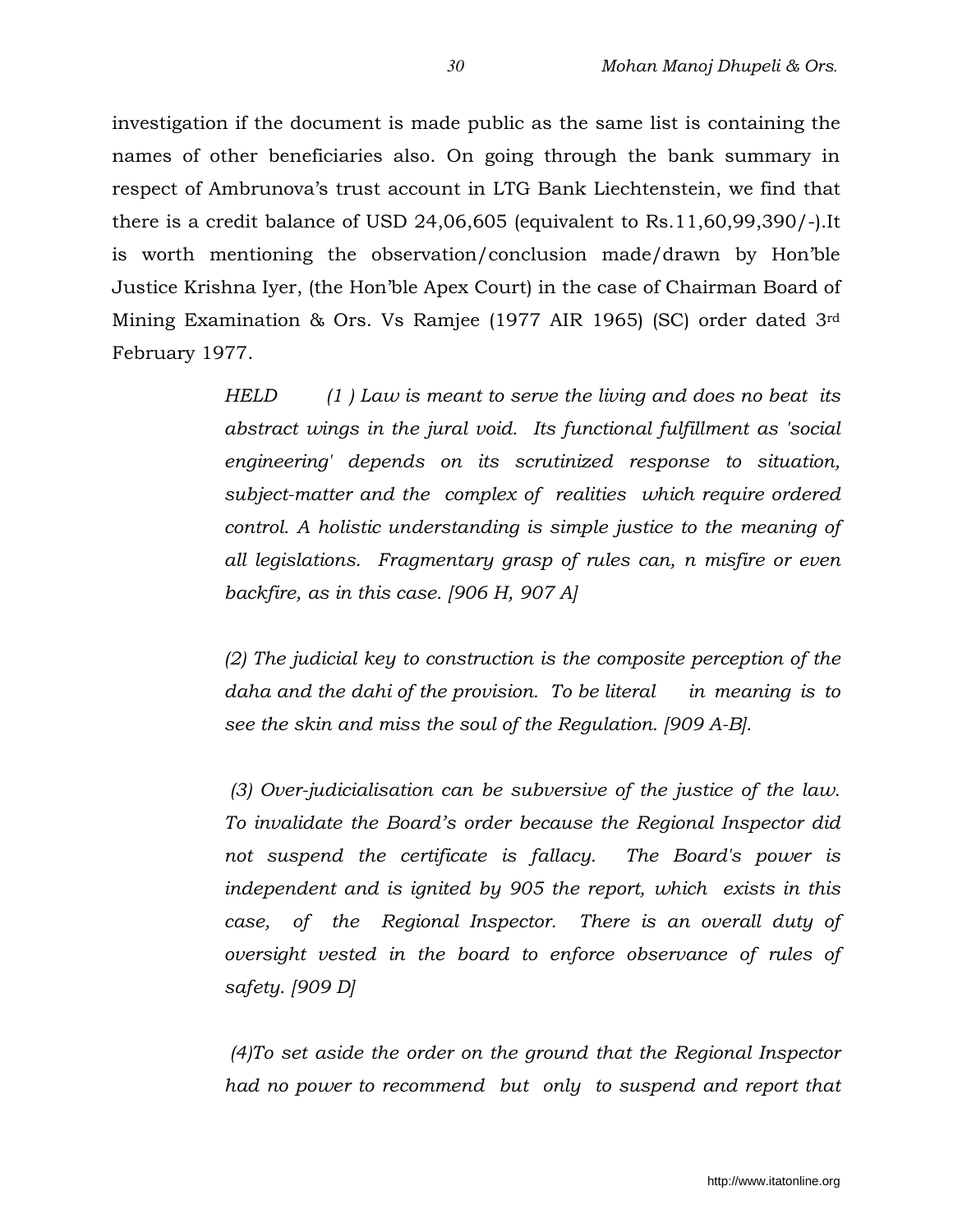investigation if the document is made public as the same list is containing the names of other beneficiaries also. On going through the bank summary in respect of Ambrunova's trust account in LTG Bank Liechtenstein, we find that there is a credit balance of USD 24,06,605 (equivalent to Rs.11,60,99,390/-).It is worth mentioning the observation/conclusion made/drawn by Hon'ble Justice Krishna Iyer, (the Hon'ble Apex Court) in the case of Chairman Board of Mining Examination & Ors. Vs Ramjee (1977 AIR 1965) (SC) order dated 3rd February 1977.

> *HELD (1 ) Law is meant to serve the living and does no beat its abstract wings in the jural void. Its functional fulfillment as 'social engineering' depends on its scrutinized response to situation, subject-matter and the complex of realities which require ordered control. A holistic understanding is simple justice to the meaning of all legislations. Fragmentary grasp of rules can, n misfire or even backfire, as in this case. [906 H, 907 A]*
>
> *(2) The judicial key to construction is the composite perception of the daha and the dahi of the provision. To be literal in meaning is to see the skin and miss the soul of the Regulation. [909 A-B].*
>
> *(3) Over-judicialisation can be subversive of the justice of the law. To invalidate the Board's order because the Regional Inspector did not suspend the certificate is fallacy. The Board's power is independent and is ignited by 905 the report, which exists in this case, of the Regional Inspector. There is an overall duty of oversight vested in the board to enforce observance of rules of safety. [909 D]*
>
> *(4)To set aside the order on the ground that the Regional Inspector had no power to recommend but only to suspend and report that*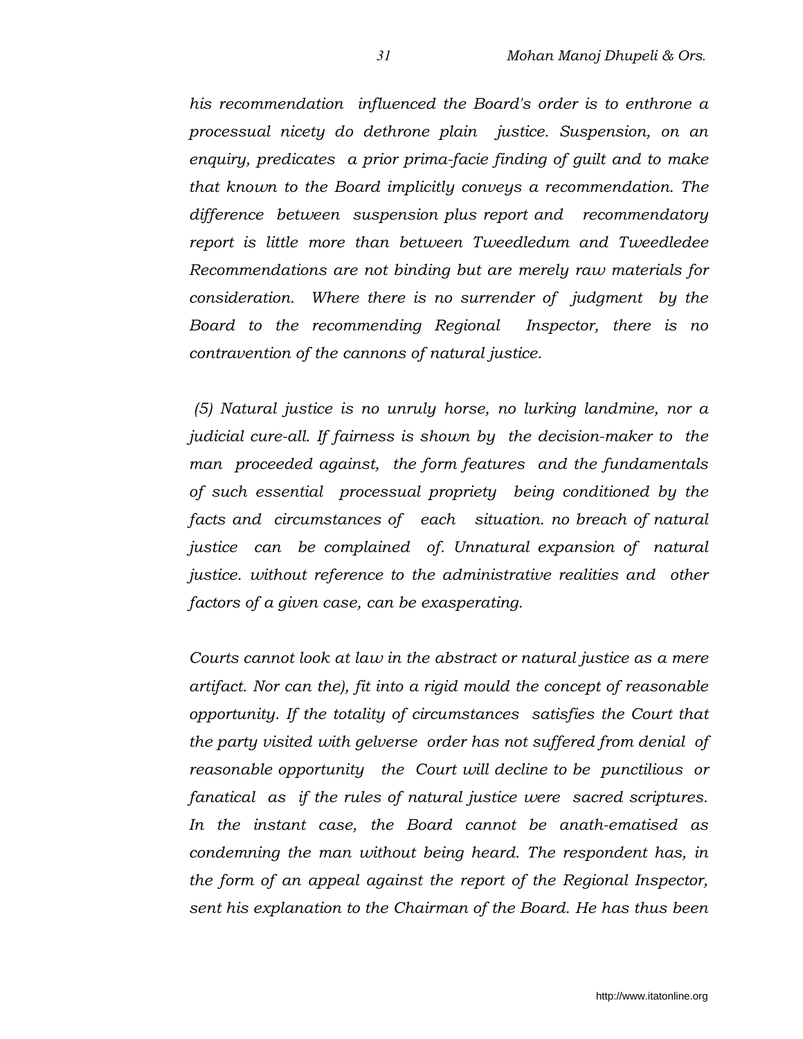*his recommendation influenced the Board's order is to enthrone a processual nicety do dethrone plain justice. Suspension, on an enquiry, predicates a prior prima-facie finding of guilt and to make that known to the Board implicitly conveys a recommendation. The difference between suspension plus report and recommendatory report is little more than between Tweedledum and Tweedledee Recommendations are not binding but are merely raw materials for consideration. Where there is no surrender of judgment by the Board to the recommending Regional Inspector, there is no contravention of the cannons of natural justice.*

*(5) Natural justice is no unruly horse, no lurking landmine, nor a judicial cure-all. If fairness is shown by the decision-maker to the man proceeded against, the form features and the fundamentals of such essential processual propriety being conditioned by the facts and circumstances of each situation. no breach of natural justice can be complained of. Unnatural expansion of natural justice. without reference to the administrative realities and other factors of a given case, can be exasperating.*

*Courts cannot look at law in the abstract or natural justice as a mere artifact. Nor can the), fit into a rigid mould the concept of reasonable opportunity. If the totality of circumstances satisfies the Court that the party visited with gelverse order has not suffered from denial of reasonable opportunity the Court will decline to be punctilious or fanatical as if the rules of natural justice were sacred scriptures. In the instant case, the Board cannot be anath-ematised as condemning the man without being heard. The respondent has, in the form of an appeal against the report of the Regional Inspector, sent his explanation to the Chairman of the Board. He has thus been*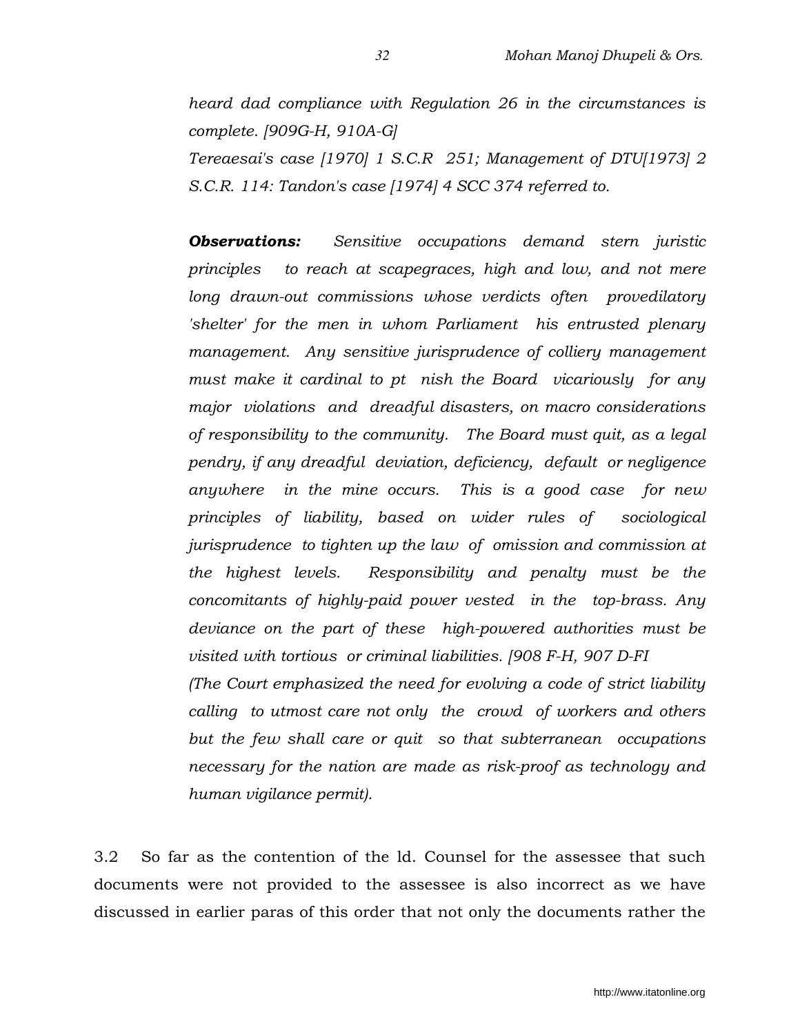*heard dad compliance with Regulation 26 in the circumstances is complete. [909G-H, 910A-G]*

*Tereaesai's case [1970] 1 S.C.R 251; Management of DTU[1973] 2 S.C.R. 114: Tandon's case [1974] 4 SCC 374 referred to.*

***Observations:*** *Sensitive occupations demand stern juristic principles to reach at scapegraces, high and low, and not mere long drawn-out commissions whose verdicts often provedilatory 'shelter' for the men in whom Parliament his entrusted plenary management. Any sensitive jurisprudence of colliery management must make it cardinal to pt nish the Board vicariously for any major violations and dreadful disasters, on macro considerations of responsibility to the community. The Board must quit, as a legal pendry, if any dreadful deviation, deficiency, default or negligence anywhere in the mine occurs. This is a good case for new principles of liability, based on wider rules of sociological jurisprudence to tighten up the law of omission and commission at the highest levels. Responsibility and penalty must be the concomitants of highly-paid power vested in the top-brass. Any deviance on the part of these high-powered authorities must be visited with tortious or criminal liabilities. [908 F-H, 907 D-FI*

*(The Court emphasized the need for evolving a code of strict liability calling to utmost care not only the crowd of workers and others but the few shall care or quit so that subterranean occupations necessary for the nation are made as risk-proof as technology and human vigilance permit).*

3.2 So far as the contention of the ld. Counsel for the assessee that such documents were not provided to the assessee is also incorrect as we have discussed in earlier paras of this order that not only the documents rather the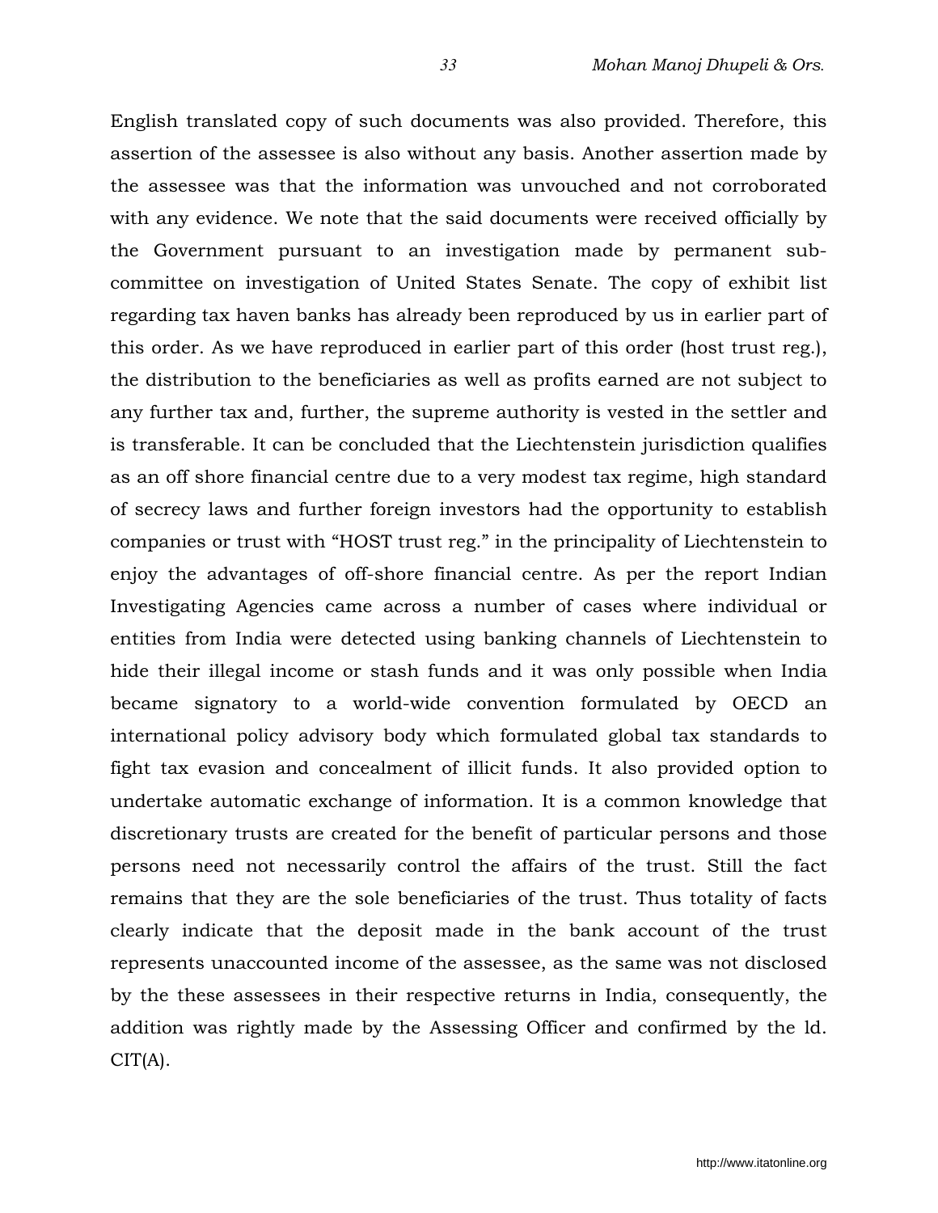English translated copy of such documents was also provided. Therefore, this assertion of the assessee is also without any basis. Another assertion made by the assessee was that the information was unvouched and not corroborated with any evidence. We note that the said documents were received officially by the Government pursuant to an investigation made by permanent sub-committee on investigation of United States Senate. The copy of exhibit list regarding tax haven banks has already been reproduced by us in earlier part of this order. As we have reproduced in earlier part of this order (host trust reg.), the distribution to the beneficiaries as well as profits earned are not subject to any further tax and, further, the supreme authority is vested in the settler and is transferable. It can be concluded that the Liechtenstein jurisdiction qualifies as an off shore financial centre due to a very modest tax regime, high standard of secrecy laws and further foreign investors had the opportunity to establish companies or trust with "HOST trust reg." in the principality of Liechtenstein to enjoy the advantages of off-shore financial centre. As per the report Indian Investigating Agencies came across a number of cases where individual or entities from India were detected using banking channels of Liechtenstein to hide their illegal income or stash funds and it was only possible when India became signatory to a world-wide convention formulated by OECD an international policy advisory body which formulated global tax standards to fight tax evasion and concealment of illicit funds. It also provided option to undertake automatic exchange of information. It is a common knowledge that discretionary trusts are created for the benefit of particular persons and those persons need not necessarily control the affairs of the trust. Still the fact remains that they are the sole beneficiaries of the trust. Thus totality of facts clearly indicate that the deposit made in the bank account of the trust represents unaccounted income of the assessee, as the same was not disclosed by the these assessees in their respective returns in India, consequently, the addition was rightly made by the Assessing Officer and confirmed by the ld. CIT(A).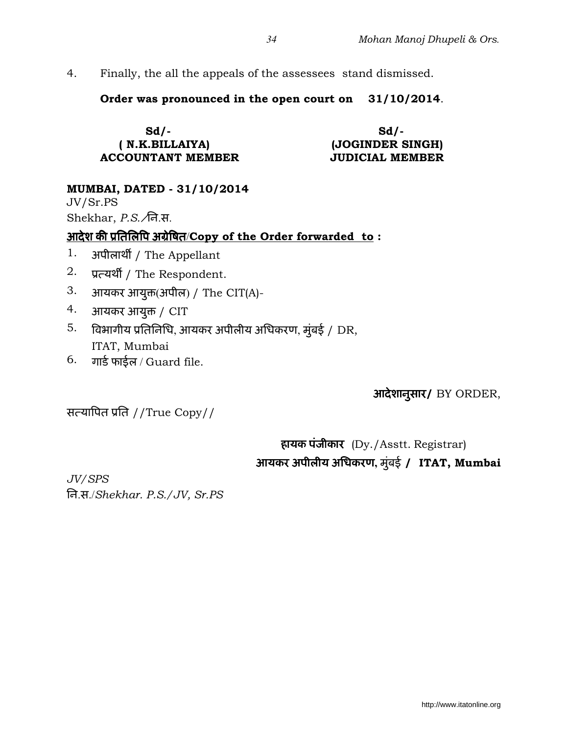4. Finally, the all the appeals of the assessees stand dismissed.

**Order was pronounced in the open court on 31/10/2014**.

| | |
|---|---|
| **Sd/-** | **Sd/-** |
| **( N.K.BILLAIYA)** | **(JOGINDER SINGH)** |
| **ACCOUNTANT MEMBER** | **JUDICIAL MEMBER** |

**MUMBAI, DATED - 31/10/2014**
JV/Sr.PS
Shekhar, *P.S.*/नि.स.

**<u>आदेश की प्रतिलिपि अग्रेषित/Copy of the Order forwarded to</u> :**

1. अपीलार्थी / The Appellant
2. प्रत्यर्थी / The Respondent.
3. आयकर आयुक्त(अपील) / The CIT(A)-
4. आयकर आयुक्त / CIT
5. विभागीय प्रतिनिधि, आयकर अपीलीय अधिकरण, मुंबई / DR, ITAT, Mumbai
6. गार्ड फाईल / Guard file.

**आदेशानुसार/** BY ORDER,

सत्यापित प्रति //True Copy//

**हायक पंजीकार** (Dy./Asstt. Registrar)
**आयकर अपीलीय अधिकरण,** मुंबई **/ ITAT, Mumbai**

*JV/SPS*
नि.स./*Shekhar. P.S./JV, Sr.PS*